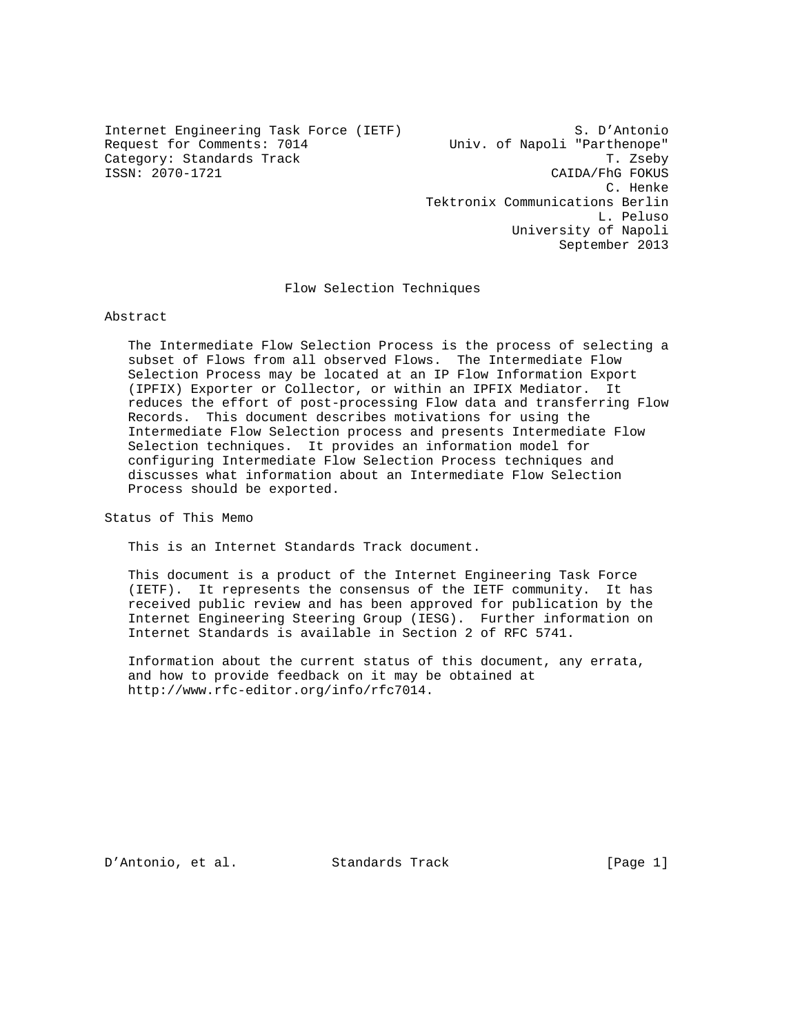Internet Engineering Task Force (IETF)  
Request for Comments: 7014  
Category: Standards Track  
ISSN: 2070-1721

S. D'Antonio  
Univ. of Napoli "Parthenope"  
T. Zseby  
CAIDA/FhG FOKUS  
C. Henke  
Tektronix Communications Berlin  
L. Peluso  
University of Napoli  
September 2013

# Flow Selection Techniques

## Abstract

The Intermediate Flow Selection Process is the process of selecting a subset of Flows from all observed Flows. The Intermediate Flow Selection Process may be located at an IP Flow Information Export (IPFIX) Exporter or Collector, or within an IPFIX Mediator. It reduces the effort of post-processing Flow data and transferring Flow Records. This document describes motivations for using the Intermediate Flow Selection process and presents Intermediate Flow Selection techniques. It provides an information model for configuring Intermediate Flow Selection Process techniques and discusses what information about an Intermediate Flow Selection Process should be exported.

## Status of This Memo

This is an Internet Standards Track document.

This document is a product of the Internet Engineering Task Force (IETF). It represents the consensus of the IETF community. It has received public review and has been approved for publication by the Internet Engineering Steering Group (IESG). Further information on Internet Standards is available in Section 2 of RFC 5741.

Information about the current status of this document, any errata, and how to provide feedback on it may be obtained at http://www.rfc-editor.org/info/rfc7014.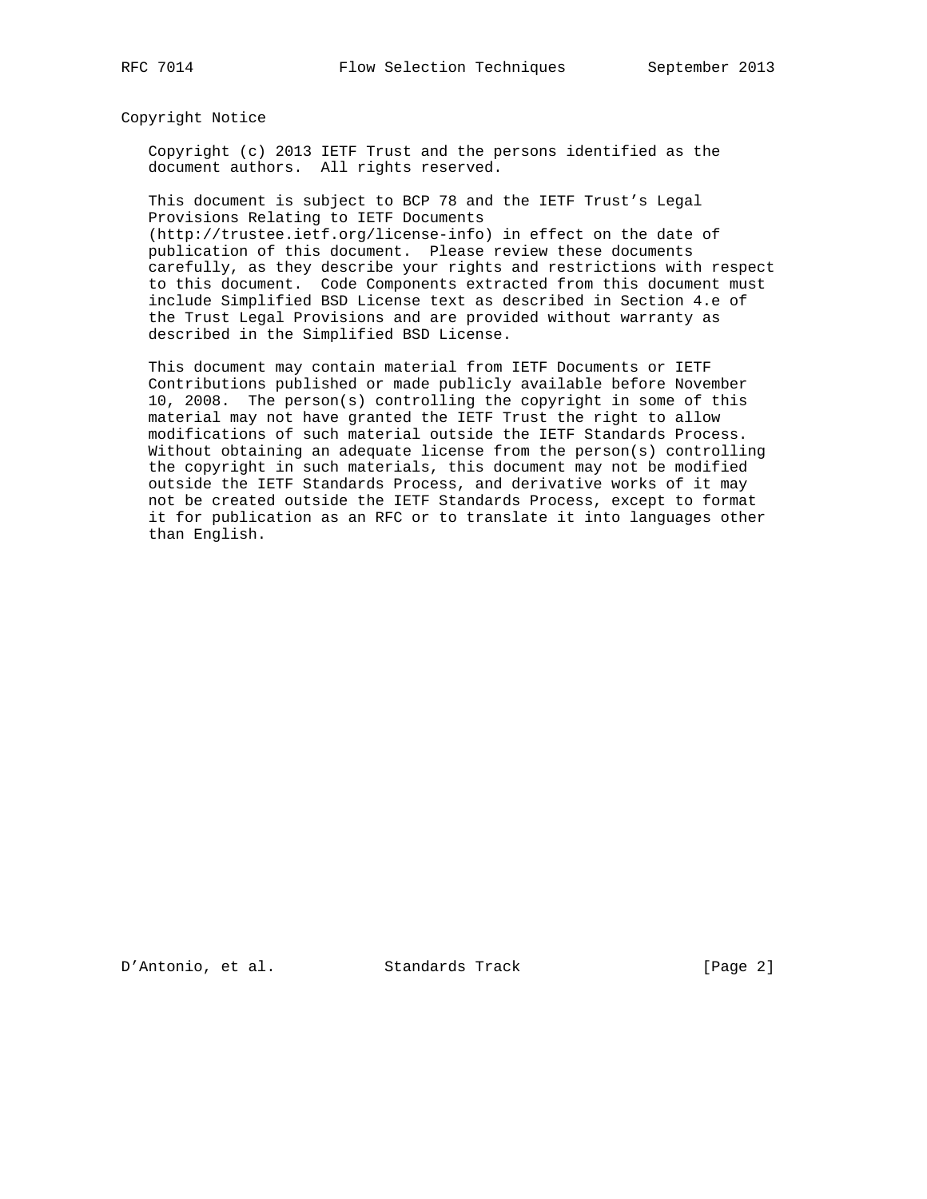## Copyright Notice

Copyright (c) 2013 IETF Trust and the persons identified as the document authors. All rights reserved.

This document is subject to BCP 78 and the IETF Trust's Legal Provisions Relating to IETF Documents (http://trustee.ietf.org/license-info) in effect on the date of publication of this document. Please review these documents carefully, as they describe your rights and restrictions with respect to this document. Code Components extracted from this document must include Simplified BSD License text as described in Section 4.e of the Trust Legal Provisions and are provided without warranty as described in the Simplified BSD License.

This document may contain material from IETF Documents or IETF Contributions published or made publicly available before November 10, 2008. The person(s) controlling the copyright in some of this material may not have granted the IETF Trust the right to allow modifications of such material outside the IETF Standards Process. Without obtaining an adequate license from the person(s) controlling the copyright in such materials, this document may not be modified outside the IETF Standards Process, and derivative works of it may not be created outside the IETF Standards Process, except to format it for publication as an RFC or to translate it into languages other than English.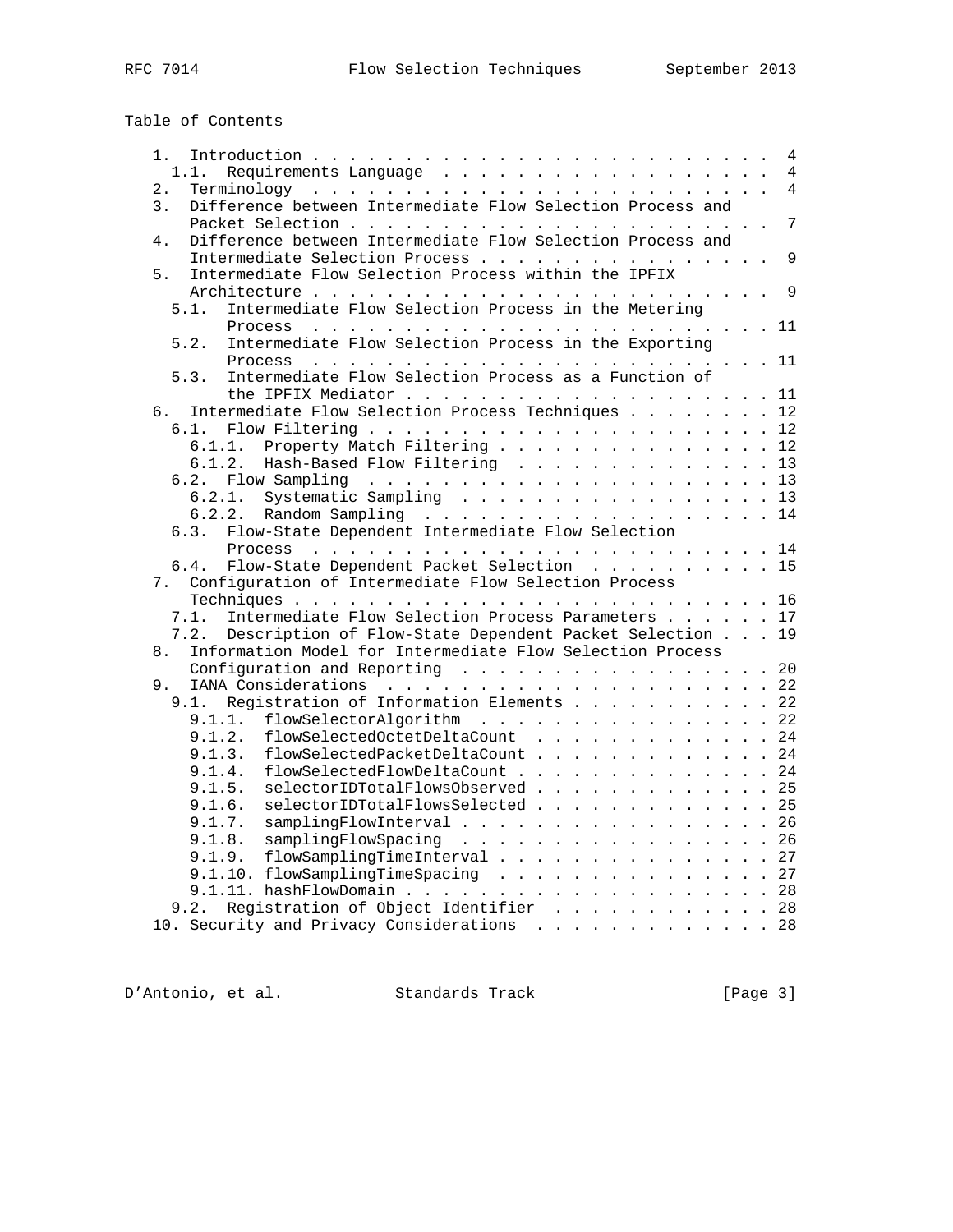Table of Contents

```
   1.  Introduction . . . . . . . . . . . . . . . . . . . . . . . . .   4
     1.1.  Requirements Language  . . . . . . . . . . . . . . . . . .   4
   2.  Terminology  . . . . . . . . . . . . . . . . . . . . . . . . .   4
   3.  Difference between Intermediate Flow Selection Process and
       Packet Selection . . . . . . . . . . . . . . . . . . . . . . .   7
   4.  Difference between Intermediate Flow Selection Process and
       Intermediate Selection Process . . . . . . . . . . . . . . . .   9
   5.  Intermediate Flow Selection Process within the IPFIX
       Architecture . . . . . . . . . . . . . . . . . . . . . . . . .   9
     5.1.  Intermediate Flow Selection Process in the Metering
           Process  . . . . . . . . . . . . . . . . . . . . . . . . .  11
     5.2.  Intermediate Flow Selection Process in the Exporting
           Process  . . . . . . . . . . . . . . . . . . . . . . . . .  11
     5.3.  Intermediate Flow Selection Process as a Function of
           the IPFIX Mediator . . . . . . . . . . . . . . . . . . . .  11
   6.  Intermediate Flow Selection Process Techniques . . . . . . . .  12
     6.1.  Flow Filtering . . . . . . . . . . . . . . . . . . . . . .  12
       6.1.1.  Property Match Filtering . . . . . . . . . . . . . . .  12
       6.1.2.  Hash-Based Flow Filtering  . . . . . . . . . . . . . .  13
     6.2.  Flow Sampling  . . . . . . . . . . . . . . . . . . . . . .  13
       6.2.1.  Systematic Sampling  . . . . . . . . . . . . . . . . .  13
       6.2.2.  Random Sampling  . . . . . . . . . . . . . . . . . . .  14
     6.3.  Flow-State Dependent Intermediate Flow Selection
           Process  . . . . . . . . . . . . . . . . . . . . . . . . .  14
     6.4.  Flow-State Dependent Packet Selection  . . . . . . . . . .  15
   7.  Configuration of Intermediate Flow Selection Process
       Techniques . . . . . . . . . . . . . . . . . . . . . . . . . .  16
     7.1.  Intermediate Flow Selection Process Parameters . . . . . .  17
     7.2.  Description of Flow-State Dependent Packet Selection . . .  19
   8.  Information Model for Intermediate Flow Selection Process
       Configuration and Reporting  . . . . . . . . . . . . . . . . .  20
   9.  IANA Considerations  . . . . . . . . . . . . . . . . . . . . .  22
     9.1.  Registration of Information Elements . . . . . . . . . . .  22
       9.1.1.  flowSelectorAlgorithm  . . . . . . . . . . . . . . . .  22
       9.1.2.  flowSelectedOctetDeltaCount  . . . . . . . . . . . . .  24
       9.1.3.  flowSelectedPacketDeltaCount . . . . . . . . . . . . .  24
       9.1.4.  flowSelectedFlowDeltaCount . . . . . . . . . . . . . .  24
       9.1.5.  selectorIDTotalFlowsObserved . . . . . . . . . . . . .  25
       9.1.6.  selectorIDTotalFlowsSelected . . . . . . . . . . . . .  25
       9.1.7.  samplingFlowInterval . . . . . . . . . . . . . . . . .  26
       9.1.8.  samplingFlowSpacing  . . . . . . . . . . . . . . . . .  26
       9.1.9.  flowSamplingTimeInterval . . . . . . . . . . . . . . .  27
       9.1.10. flowSamplingTimeSpacing  . . . . . . . . . . . . . . .  27
       9.1.11. hashFlowDomain . . . . . . . . . . . . . . . . . . . .  28
     9.2.  Registration of Object Identifier  . . . . . . . . . . . .  28
   10. Security and Privacy Considerations  . . . . . . . . . . . . .  28
```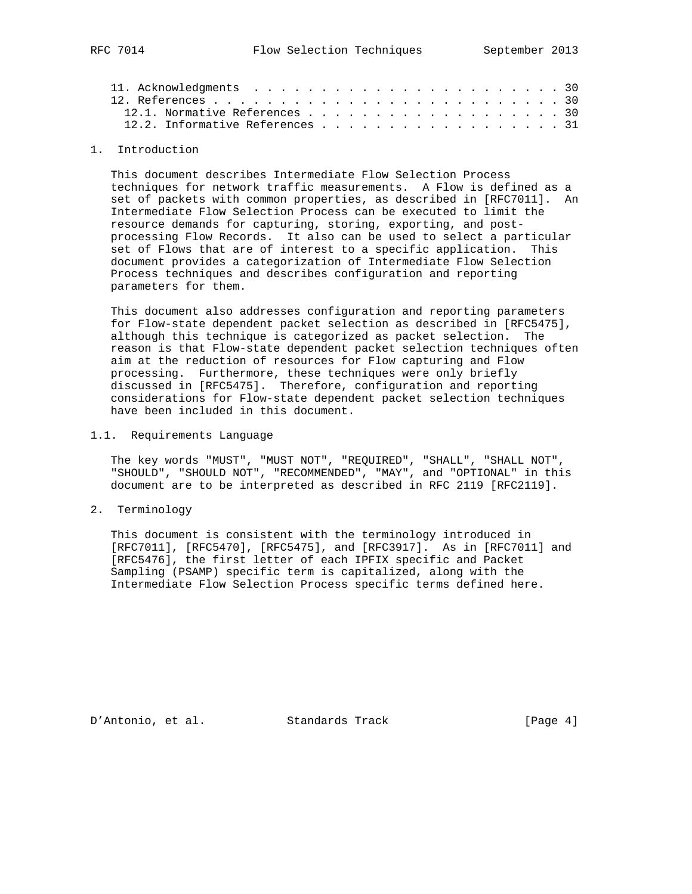11. Acknowledgments . . . . . . . . . . . . . . . . . . . . . . . . 30
12. References . . . . . . . . . . . . . . . . . . . . . . . . . . . 30
   12.1. Normative References . . . . . . . . . . . . . . . . . . . 30
   12.2. Informative References . . . . . . . . . . . . . . . . . . 31

# 1. Introduction

This document describes Intermediate Flow Selection Process techniques for network traffic measurements. A Flow is defined as a set of packets with common properties, as described in [RFC7011]. An Intermediate Flow Selection Process can be executed to limit the resource demands for capturing, storing, exporting, and post-processing Flow Records. It also can be used to select a particular set of Flows that are of interest to a specific application. This document provides a categorization of Intermediate Flow Selection Process techniques and describes configuration and reporting parameters for them.

This document also addresses configuration and reporting parameters for Flow-state dependent packet selection as described in [RFC5475], although this technique is categorized as packet selection. The reason is that Flow-state dependent packet selection techniques often aim at the reduction of resources for Flow capturing and Flow processing. Furthermore, these techniques were only briefly discussed in [RFC5475]. Therefore, configuration and reporting considerations for Flow-state dependent packet selection techniques have been included in this document.

## 1.1. Requirements Language

The key words "MUST", "MUST NOT", "REQUIRED", "SHALL", "SHALL NOT", "SHOULD", "SHOULD NOT", "RECOMMENDED", "MAY", and "OPTIONAL" in this document are to be interpreted as described in RFC 2119 [RFC2119].

# 2. Terminology

This document is consistent with the terminology introduced in [RFC7011], [RFC5470], [RFC5475], and [RFC3917]. As in [RFC7011] and [RFC5476], the first letter of each IPFIX specific and Packet Sampling (PSAMP) specific term is capitalized, along with the Intermediate Flow Selection Process specific terms defined here.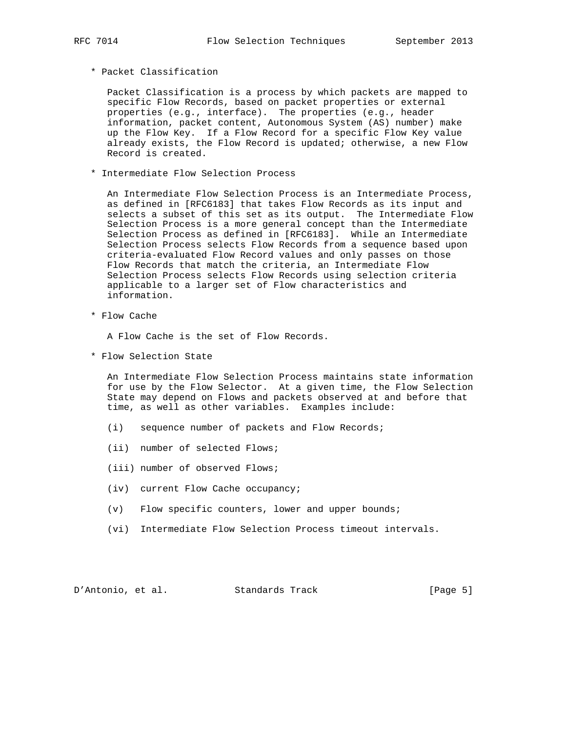* Packet Classification

  Packet Classification is a process by which packets are mapped to specific Flow Records, based on packet properties or external properties (e.g., interface). The properties (e.g., header information, packet content, Autonomous System (AS) number) make up the Flow Key. If a Flow Record for a specific Flow Key value already exists, the Flow Record is updated; otherwise, a new Flow Record is created.

* Intermediate Flow Selection Process

  An Intermediate Flow Selection Process is an Intermediate Process, as defined in [RFC6183] that takes Flow Records as its input and selects a subset of this set as its output. The Intermediate Flow Selection Process is a more general concept than the Intermediate Selection Process as defined in [RFC6183]. While an Intermediate Selection Process selects Flow Records from a sequence based upon criteria-evaluated Flow Record values and only passes on those Flow Records that match the criteria, an Intermediate Flow Selection Process selects Flow Records using selection criteria applicable to a larger set of Flow characteristics and information.

* Flow Cache

  A Flow Cache is the set of Flow Records.

* Flow Selection State

  An Intermediate Flow Selection Process maintains state information for use by the Flow Selector. At a given time, the Flow Selection State may depend on Flows and packets observed at and before that time, as well as other variables. Examples include:

  (i) sequence number of packets and Flow Records;

  (ii) number of selected Flows;

  (iii) number of observed Flows;

  (iv) current Flow Cache occupancy;

  (v) Flow specific counters, lower and upper bounds;

  (vi) Intermediate Flow Selection Process timeout intervals.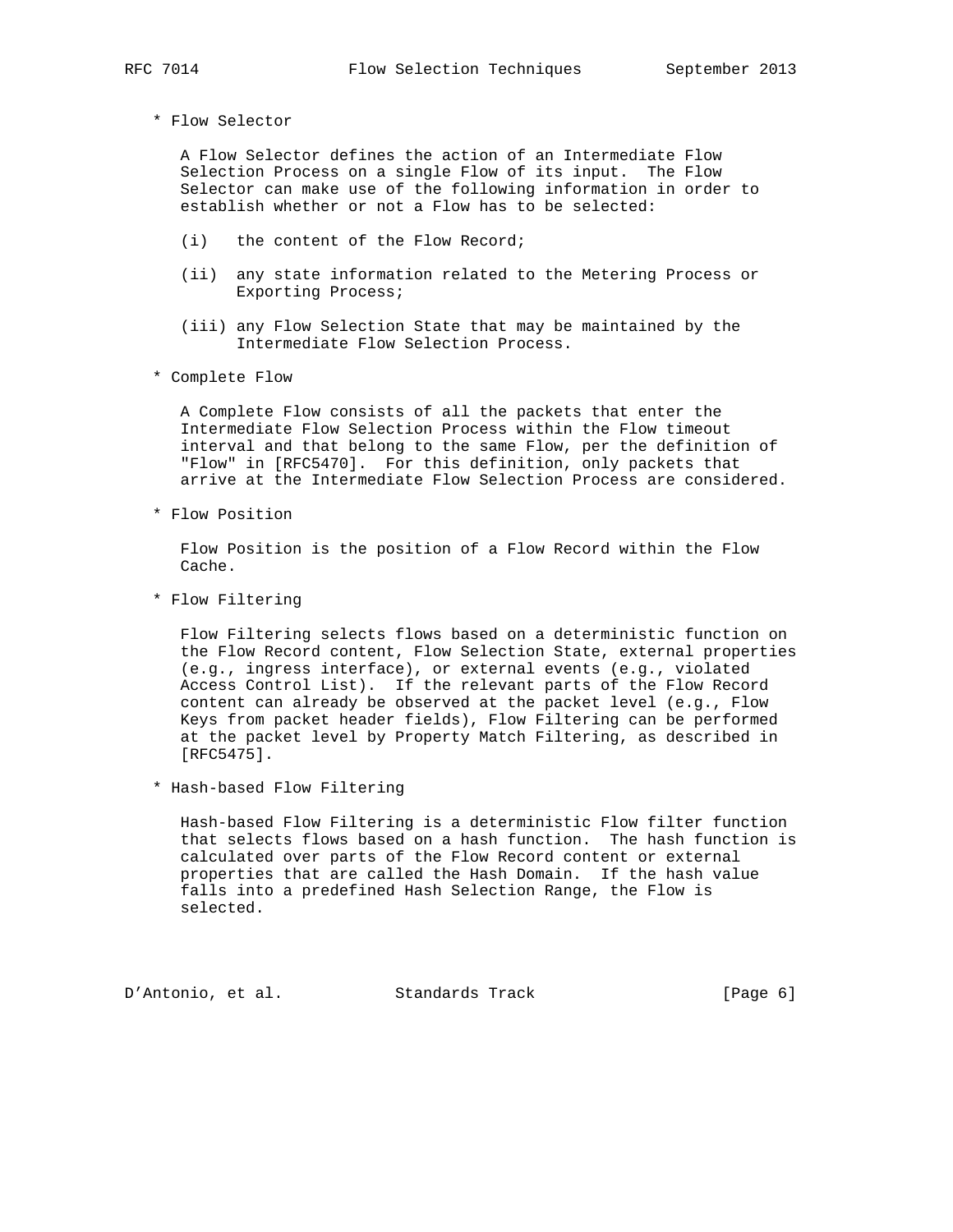* Flow Selector

  A Flow Selector defines the action of an Intermediate Flow Selection Process on a single Flow of its input. The Flow Selector can make use of the following information in order to establish whether or not a Flow has to be selected:

  (i) the content of the Flow Record;

  (ii) any state information related to the Metering Process or Exporting Process;

  (iii) any Flow Selection State that may be maintained by the Intermediate Flow Selection Process.

* Complete Flow

  A Complete Flow consists of all the packets that enter the Intermediate Flow Selection Process within the Flow timeout interval and that belong to the same Flow, per the definition of "Flow" in [RFC5470]. For this definition, only packets that arrive at the Intermediate Flow Selection Process are considered.

* Flow Position

  Flow Position is the position of a Flow Record within the Flow Cache.

* Flow Filtering

  Flow Filtering selects flows based on a deterministic function on the Flow Record content, Flow Selection State, external properties (e.g., ingress interface), or external events (e.g., violated Access Control List). If the relevant parts of the Flow Record content can already be observed at the packet level (e.g., Flow Keys from packet header fields), Flow Filtering can be performed at the packet level by Property Match Filtering, as described in [RFC5475].

* Hash-based Flow Filtering

  Hash-based Flow Filtering is a deterministic Flow filter function that selects flows based on a hash function. The hash function is calculated over parts of the Flow Record content or external properties that are called the Hash Domain. If the hash value falls into a predefined Hash Selection Range, the Flow is selected.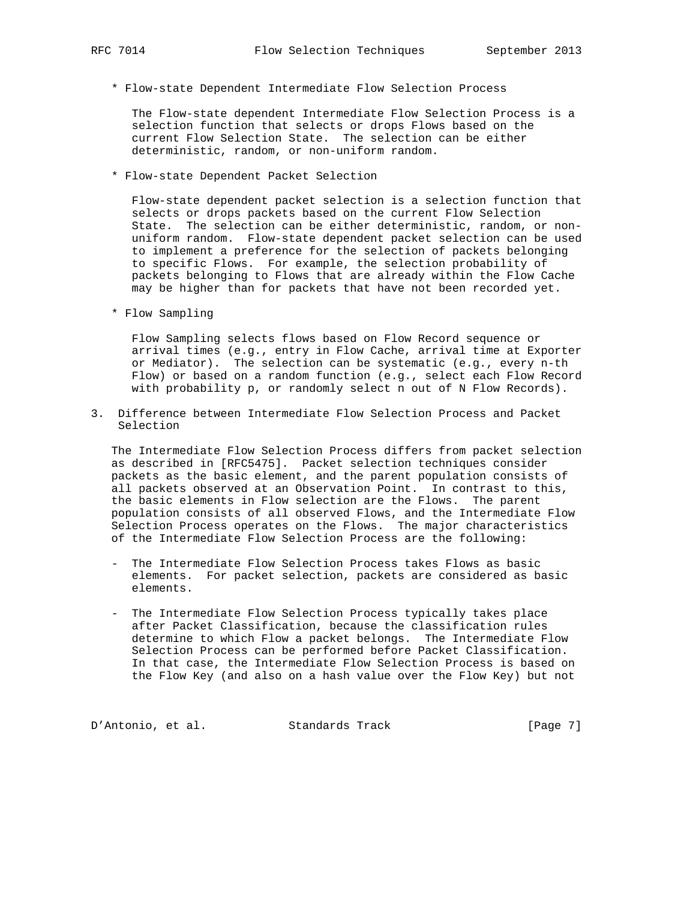* Flow-state Dependent Intermediate Flow Selection Process

  The Flow-state dependent Intermediate Flow Selection Process is a selection function that selects or drops Flows based on the current Flow Selection State. The selection can be either deterministic, random, or non-uniform random.

* Flow-state Dependent Packet Selection

  Flow-state dependent packet selection is a selection function that selects or drops packets based on the current Flow Selection State. The selection can be either deterministic, random, or non-uniform random. Flow-state dependent packet selection can be used to implement a preference for the selection of packets belonging to specific Flows. For example, the selection probability of packets belonging to Flows that are already within the Flow Cache may be higher than for packets that have not been recorded yet.

* Flow Sampling

  Flow Sampling selects flows based on Flow Record sequence or arrival times (e.g., entry in Flow Cache, arrival time at Exporter or Mediator). The selection can be systematic (e.g., every n-th Flow) or based on a random function (e.g., select each Flow Record with probability p, or randomly select n out of N Flow Records).

## 3. Difference between Intermediate Flow Selection Process and Packet Selection

The Intermediate Flow Selection Process differs from packet selection as described in [RFC5475]. Packet selection techniques consider packets as the basic element, and the parent population consists of all packets observed at an Observation Point. In contrast to this, the basic elements in Flow selection are the Flows. The parent population consists of all observed Flows, and the Intermediate Flow Selection Process operates on the Flows. The major characteristics of the Intermediate Flow Selection Process are the following:

- The Intermediate Flow Selection Process takes Flows as basic elements. For packet selection, packets are considered as basic elements.

- The Intermediate Flow Selection Process typically takes place after Packet Classification, because the classification rules determine to which Flow a packet belongs. The Intermediate Flow Selection Process can be performed before Packet Classification. In that case, the Intermediate Flow Selection Process is based on the Flow Key (and also on a hash value over the Flow Key) but not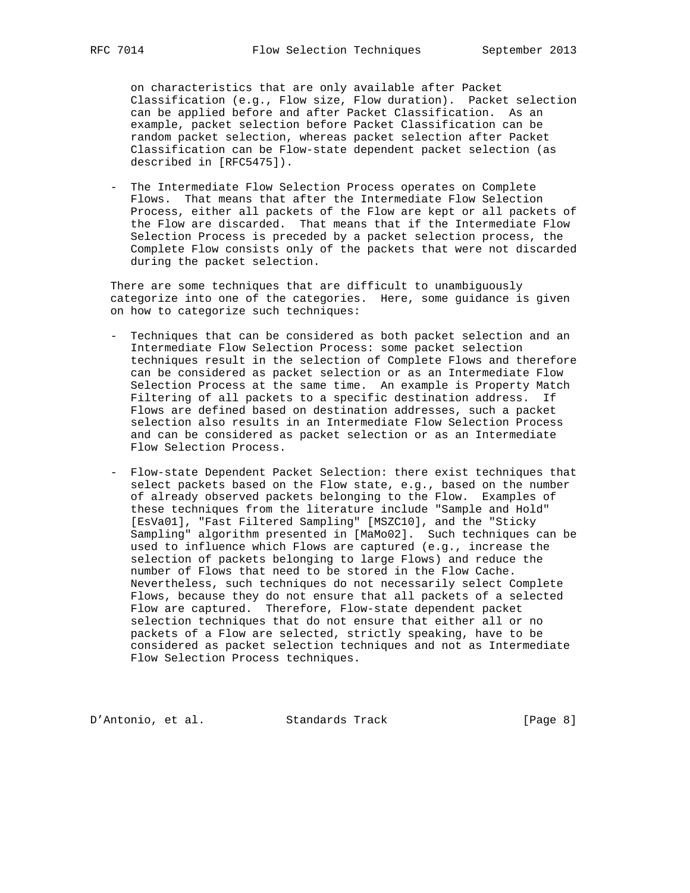on characteristics that are only available after Packet Classification (e.g., Flow size, Flow duration). Packet selection can be applied before and after Packet Classification. As an example, packet selection before Packet Classification can be random packet selection, whereas packet selection after Packet Classification can be Flow-state dependent packet selection (as described in [RFC5475]).

- The Intermediate Flow Selection Process operates on Complete Flows. That means that after the Intermediate Flow Selection Process, either all packets of the Flow are kept or all packets of the Flow are discarded. That means that if the Intermediate Flow Selection Process is preceded by a packet selection process, the Complete Flow consists only of the packets that were not discarded during the packet selection.

There are some techniques that are difficult to unambiguously categorize into one of the categories. Here, some guidance is given on how to categorize such techniques:

- Techniques that can be considered as both packet selection and an Intermediate Flow Selection Process: some packet selection techniques result in the selection of Complete Flows and therefore can be considered as packet selection or as an Intermediate Flow Selection Process at the same time. An example is Property Match Filtering of all packets to a specific destination address. If Flows are defined based on destination addresses, such a packet selection also results in an Intermediate Flow Selection Process and can be considered as packet selection or as an Intermediate Flow Selection Process.

- Flow-state Dependent Packet Selection: there exist techniques that select packets based on the Flow state, e.g., based on the number of already observed packets belonging to the Flow. Examples of these techniques from the literature include "Sample and Hold" [EsVa01], "Fast Filtered Sampling" [MSZC10], and the "Sticky Sampling" algorithm presented in [MaMo02]. Such techniques can be used to influence which Flows are captured (e.g., increase the selection of packets belonging to large Flows) and reduce the number of Flows that need to be stored in the Flow Cache. Nevertheless, such techniques do not necessarily select Complete Flows, because they do not ensure that all packets of a selected Flow are captured. Therefore, Flow-state dependent packet selection techniques that do not ensure that either all or no packets of a Flow are selected, strictly speaking, have to be considered as packet selection techniques and not as Intermediate Flow Selection Process techniques.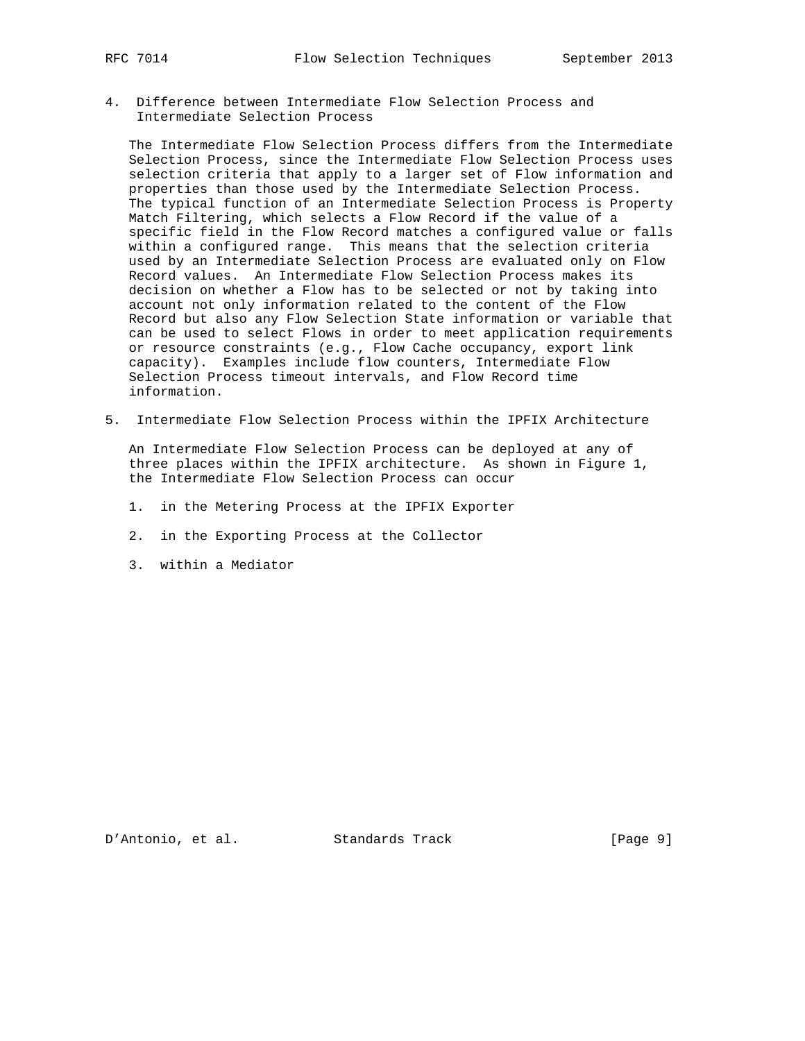## 4. Difference between Intermediate Flow Selection Process and Intermediate Selection Process

The Intermediate Flow Selection Process differs from the Intermediate Selection Process, since the Intermediate Flow Selection Process uses selection criteria that apply to a larger set of Flow information and properties than those used by the Intermediate Selection Process. The typical function of an Intermediate Selection Process is Property Match Filtering, which selects a Flow Record if the value of a specific field in the Flow Record matches a configured value or falls within a configured range. This means that the selection criteria used by an Intermediate Selection Process are evaluated only on Flow Record values. An Intermediate Flow Selection Process makes its decision on whether a Flow has to be selected or not by taking into account not only information related to the content of the Flow Record but also any Flow Selection State information or variable that can be used to select Flows in order to meet application requirements or resource constraints (e.g., Flow Cache occupancy, export link capacity). Examples include flow counters, Intermediate Flow Selection Process timeout intervals, and Flow Record time information.

## 5. Intermediate Flow Selection Process within the IPFIX Architecture

An Intermediate Flow Selection Process can be deployed at any of three places within the IPFIX architecture. As shown in Figure 1, the Intermediate Flow Selection Process can occur

1. in the Metering Process at the IPFIX Exporter

2. in the Exporting Process at the Collector

3. within a Mediator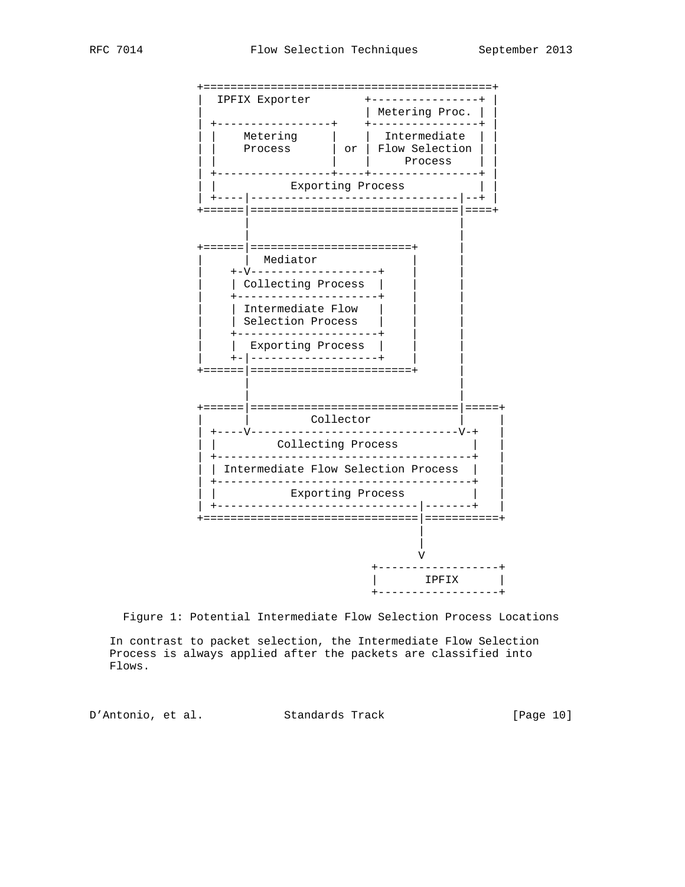```
            +===========================================+
            |  IPFIX Exporter        +----------------+ |
            |                        | Metering Proc. | |
            | +-----------------+    +----------------+ |
            | |    Metering     |    |  Intermediate  | |
            | |    Process      | or | Flow Selection | |
            | |                 |    |     Process    | |
            | +-----------------+----+----------------+ |
            | |           Exporting Process           | |
            | +----|-------------------------------|--+ |
            +======|===============================|====+
                   |                               |
                   |                               |
            +======|=======================+       |
            |      |  Mediator             |       |
            |    +-V-------------------+   |       |
            |    | Collecting Process  |   |       |
            |    +---------------------+   |       |
            |    | Intermediate Flow   |   |       |
            |    | Selection Process   |   |       |
            |    +---------------------+   |       |
            |    |  Exporting Process  |   |       |
            |    +-|-------------------+   |       |
            +======|=======================+       |
                   |                               |
                   |                               |
            +======|===============================|=====+
            |      |          Collector            |     |
            | +----V-------------------------------V-+   |
            | |          Collecting Process          |   |
            | +--------------------------------------+   |
            | | Intermediate Flow Selection Process  |   |
            | +--------------------------------------+   |
            | |           Exporting Process          |   |
            | +-----------------------------|--------+   |
            +===============================|============+
                                            |
                                            |
                                            V
                                 +------------------+
                                 |       IPFIX      |
                                 +------------------+
```

Figure 1: Potential Intermediate Flow Selection Process Locations

In contrast to packet selection, the Intermediate Flow Selection Process is always applied after the packets are classified into Flows.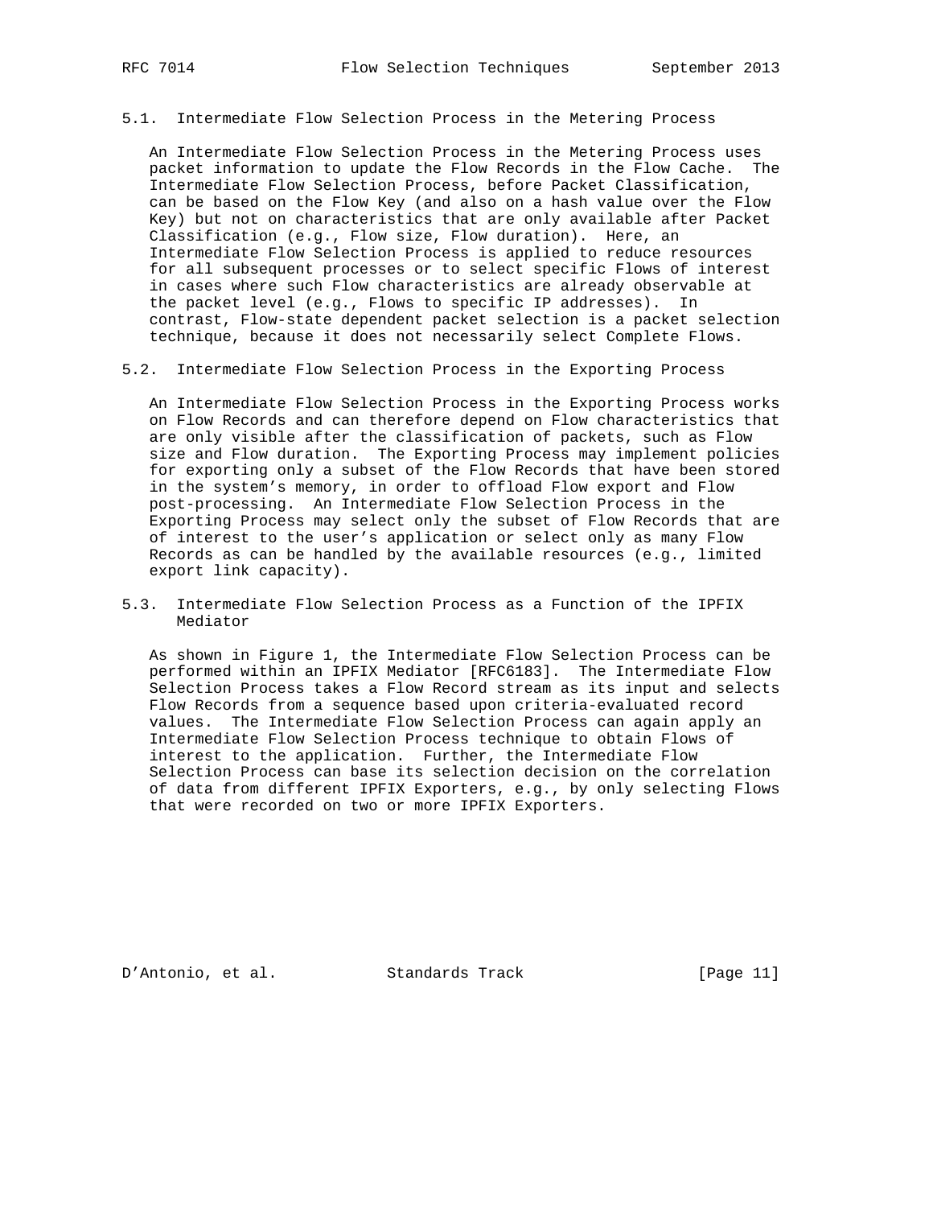### 5.1. Intermediate Flow Selection Process in the Metering Process

An Intermediate Flow Selection Process in the Metering Process uses packet information to update the Flow Records in the Flow Cache. The Intermediate Flow Selection Process, before Packet Classification, can be based on the Flow Key (and also on a hash value over the Flow Key) but not on characteristics that are only available after Packet Classification (e.g., Flow size, Flow duration). Here, an Intermediate Flow Selection Process is applied to reduce resources for all subsequent processes or to select specific Flows of interest in cases where such Flow characteristics are already observable at the packet level (e.g., Flows to specific IP addresses). In contrast, Flow-state dependent packet selection is a packet selection technique, because it does not necessarily select Complete Flows.

### 5.2. Intermediate Flow Selection Process in the Exporting Process

An Intermediate Flow Selection Process in the Exporting Process works on Flow Records and can therefore depend on Flow characteristics that are only visible after the classification of packets, such as Flow size and Flow duration. The Exporting Process may implement policies for exporting only a subset of the Flow Records that have been stored in the system's memory, in order to offload Flow export and Flow post-processing. An Intermediate Flow Selection Process in the Exporting Process may select only the subset of Flow Records that are of interest to the user's application or select only as many Flow Records as can be handled by the available resources (e.g., limited export link capacity).

### 5.3. Intermediate Flow Selection Process as a Function of the IPFIX Mediator

As shown in Figure 1, the Intermediate Flow Selection Process can be performed within an IPFIX Mediator [RFC6183]. The Intermediate Flow Selection Process takes a Flow Record stream as its input and selects Flow Records from a sequence based upon criteria-evaluated record values. The Intermediate Flow Selection Process can again apply an Intermediate Flow Selection Process technique to obtain Flows of interest to the application. Further, the Intermediate Flow Selection Process can base its selection decision on the correlation of data from different IPFIX Exporters, e.g., by only selecting Flows that were recorded on two or more IPFIX Exporters.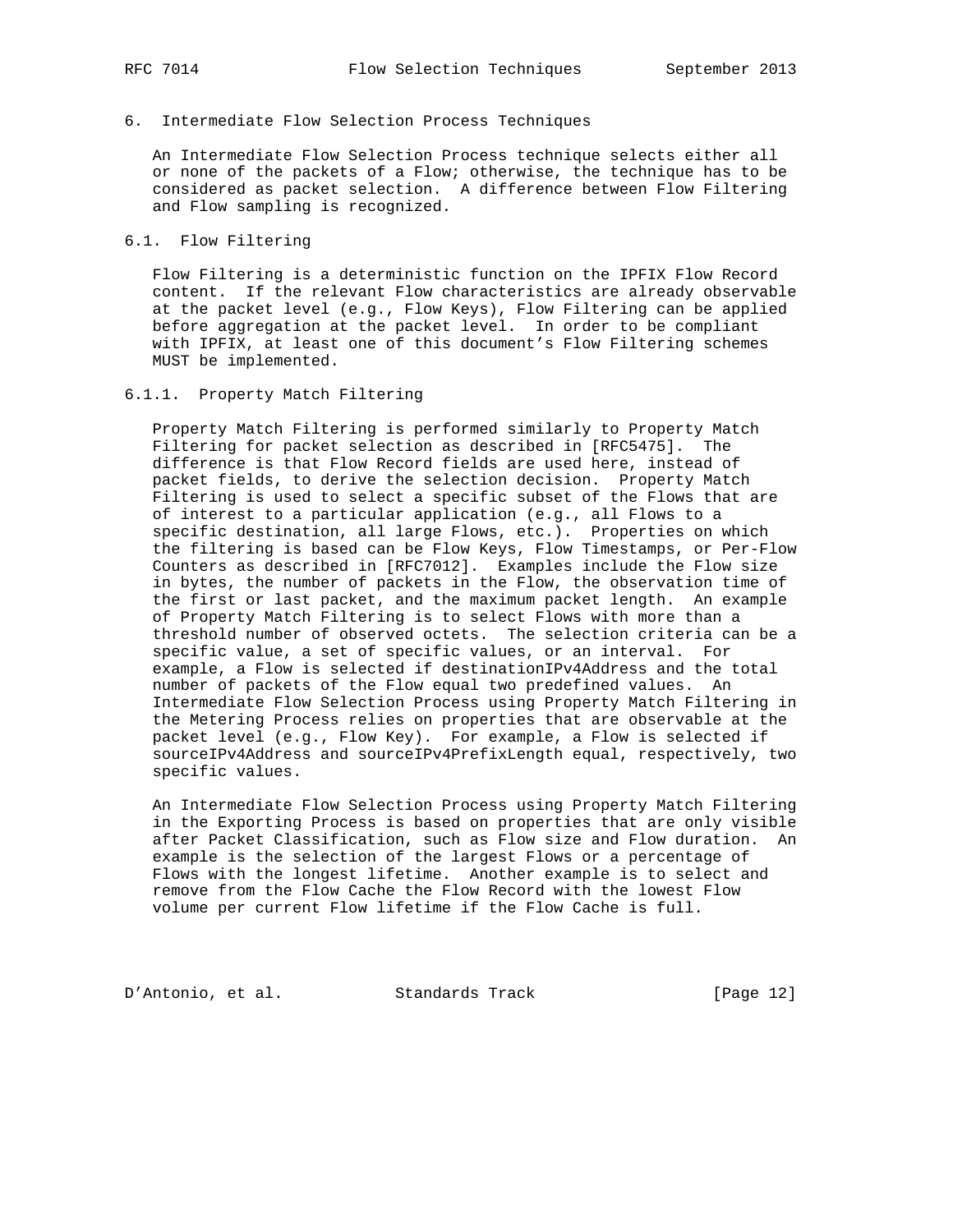## 6. Intermediate Flow Selection Process Techniques

An Intermediate Flow Selection Process technique selects either all or none of the packets of a Flow; otherwise, the technique has to be considered as packet selection. A difference between Flow Filtering and Flow sampling is recognized.

### 6.1. Flow Filtering

Flow Filtering is a deterministic function on the IPFIX Flow Record content. If the relevant Flow characteristics are already observable at the packet level (e.g., Flow Keys), Flow Filtering can be applied before aggregation at the packet level. In order to be compliant with IPFIX, at least one of this document's Flow Filtering schemes MUST be implemented.

#### 6.1.1. Property Match Filtering

Property Match Filtering is performed similarly to Property Match Filtering for packet selection as described in [RFC5475]. The difference is that Flow Record fields are used here, instead of packet fields, to derive the selection decision. Property Match Filtering is used to select a specific subset of the Flows that are of interest to a particular application (e.g., all Flows to a specific destination, all large Flows, etc.). Properties on which the filtering is based can be Flow Keys, Flow Timestamps, or Per-Flow Counters as described in [RFC7012]. Examples include the Flow size in bytes, the number of packets in the Flow, the observation time of the first or last packet, and the maximum packet length. An example of Property Match Filtering is to select Flows with more than a threshold number of observed octets. The selection criteria can be a specific value, a set of specific values, or an interval. For example, a Flow is selected if destinationIPv4Address and the total number of packets of the Flow equal two predefined values. An Intermediate Flow Selection Process using Property Match Filtering in the Metering Process relies on properties that are observable at the packet level (e.g., Flow Key). For example, a Flow is selected if sourceIPv4Address and sourceIPv4PrefixLength equal, respectively, two specific values.

An Intermediate Flow Selection Process using Property Match Filtering in the Exporting Process is based on properties that are only visible after Packet Classification, such as Flow size and Flow duration. An example is the selection of the largest Flows or a percentage of Flows with the longest lifetime. Another example is to select and remove from the Flow Cache the Flow Record with the lowest Flow volume per current Flow lifetime if the Flow Cache is full.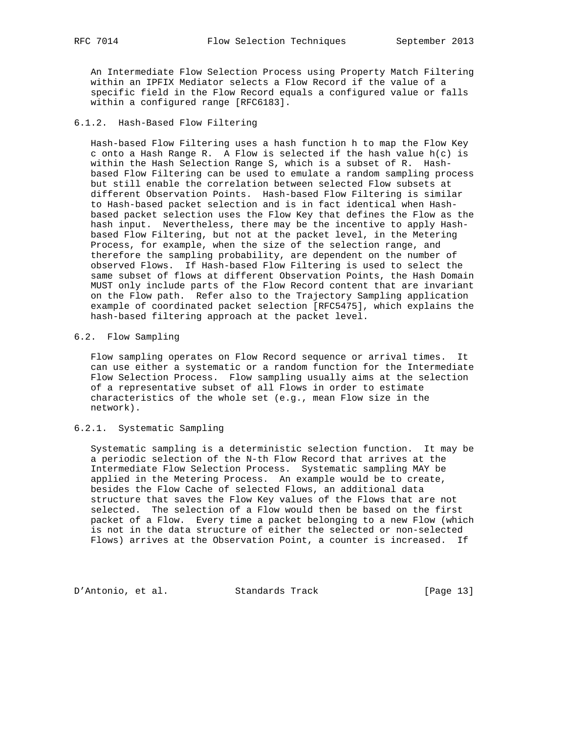An Intermediate Flow Selection Process using Property Match Filtering within an IPFIX Mediator selects a Flow Record if the value of a specific field in the Flow Record equals a configured value or falls within a configured range [RFC6183].

### 6.1.2. Hash-Based Flow Filtering

Hash-based Flow Filtering uses a hash function $h$ to map the Flow Key $c$ onto a Hash Range $R$. A Flow is selected if the hash value $h(c)$ is within the Hash Selection Range $S$, which is a subset of $R$. Hash-based Flow Filtering can be used to emulate a random sampling process but still enable the correlation between selected Flow subsets at different Observation Points. Hash-based Flow Filtering is similar to Hash-based packet selection and is in fact identical when Hash-based packet selection uses the Flow Key that defines the Flow as the hash input. Nevertheless, there may be the incentive to apply Hash-based Flow Filtering, but not at the packet level, in the Metering Process, for example, when the size of the selection range, and therefore the sampling probability, are dependent on the number of observed Flows. If Hash-based Flow Filtering is used to select the same subset of flows at different Observation Points, the Hash Domain MUST only include parts of the Flow Record content that are invariant on the Flow path. Refer also to the Trajectory Sampling application example of coordinated packet selection [RFC5475], which explains the hash-based filtering approach at the packet level.

## 6.2. Flow Sampling

Flow sampling operates on Flow Record sequence or arrival times. It can use either a systematic or a random function for the Intermediate Flow Selection Process. Flow sampling usually aims at the selection of a representative subset of all Flows in order to estimate characteristics of the whole set (e.g., mean Flow size in the network).

### 6.2.1. Systematic Sampling

Systematic sampling is a deterministic selection function. It may be a periodic selection of the N-th Flow Record that arrives at the Intermediate Flow Selection Process. Systematic sampling MAY be applied in the Metering Process. An example would be to create, besides the Flow Cache of selected Flows, an additional data structure that saves the Flow Key values of the Flows that are not selected. The selection of a Flow would then be based on the first packet of a Flow. Every time a packet belonging to a new Flow (which is not in the data structure of either the selected or non-selected Flows) arrives at the Observation Point, a counter is increased. If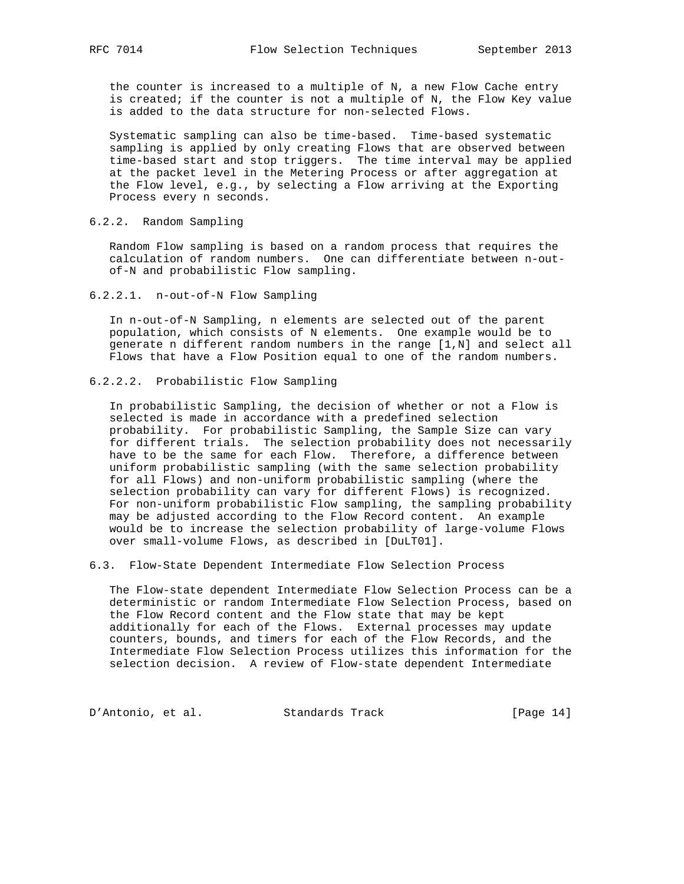the counter is increased to a multiple of N, a new Flow Cache entry is created; if the counter is not a multiple of N, the Flow Key value is added to the data structure for non-selected Flows.

Systematic sampling can also be time-based. Time-based systematic sampling is applied by only creating Flows that are observed between time-based start and stop triggers. The time interval may be applied at the packet level in the Metering Process or after aggregation at the Flow level, e.g., by selecting a Flow arriving at the Exporting Process every n seconds.

#### 6.2.2. Random Sampling

Random Flow sampling is based on a random process that requires the calculation of random numbers. One can differentiate between n-out-of-N and probabilistic Flow sampling.

##### 6.2.2.1. n-out-of-N Flow Sampling

In n-out-of-N Sampling, n elements are selected out of the parent population, which consists of N elements. One example would be to generate n different random numbers in the range [1,N] and select all Flows that have a Flow Position equal to one of the random numbers.

##### 6.2.2.2. Probabilistic Flow Sampling

In probabilistic Sampling, the decision of whether or not a Flow is selected is made in accordance with a predefined selection probability. For probabilistic Sampling, the Sample Size can vary for different trials. The selection probability does not necessarily have to be the same for each Flow. Therefore, a difference between uniform probabilistic sampling (with the same selection probability for all Flows) and non-uniform probabilistic sampling (where the selection probability can vary for different Flows) is recognized. For non-uniform probabilistic Flow sampling, the sampling probability may be adjusted according to the Flow Record content. An example would be to increase the selection probability of large-volume Flows over small-volume Flows, as described in [DuLT01].

### 6.3. Flow-State Dependent Intermediate Flow Selection Process

The Flow-state dependent Intermediate Flow Selection Process can be a deterministic or random Intermediate Flow Selection Process, based on the Flow Record content and the Flow state that may be kept additionally for each of the Flows. External processes may update counters, bounds, and timers for each of the Flow Records, and the Intermediate Flow Selection Process utilizes this information for the selection decision. A review of Flow-state dependent Intermediate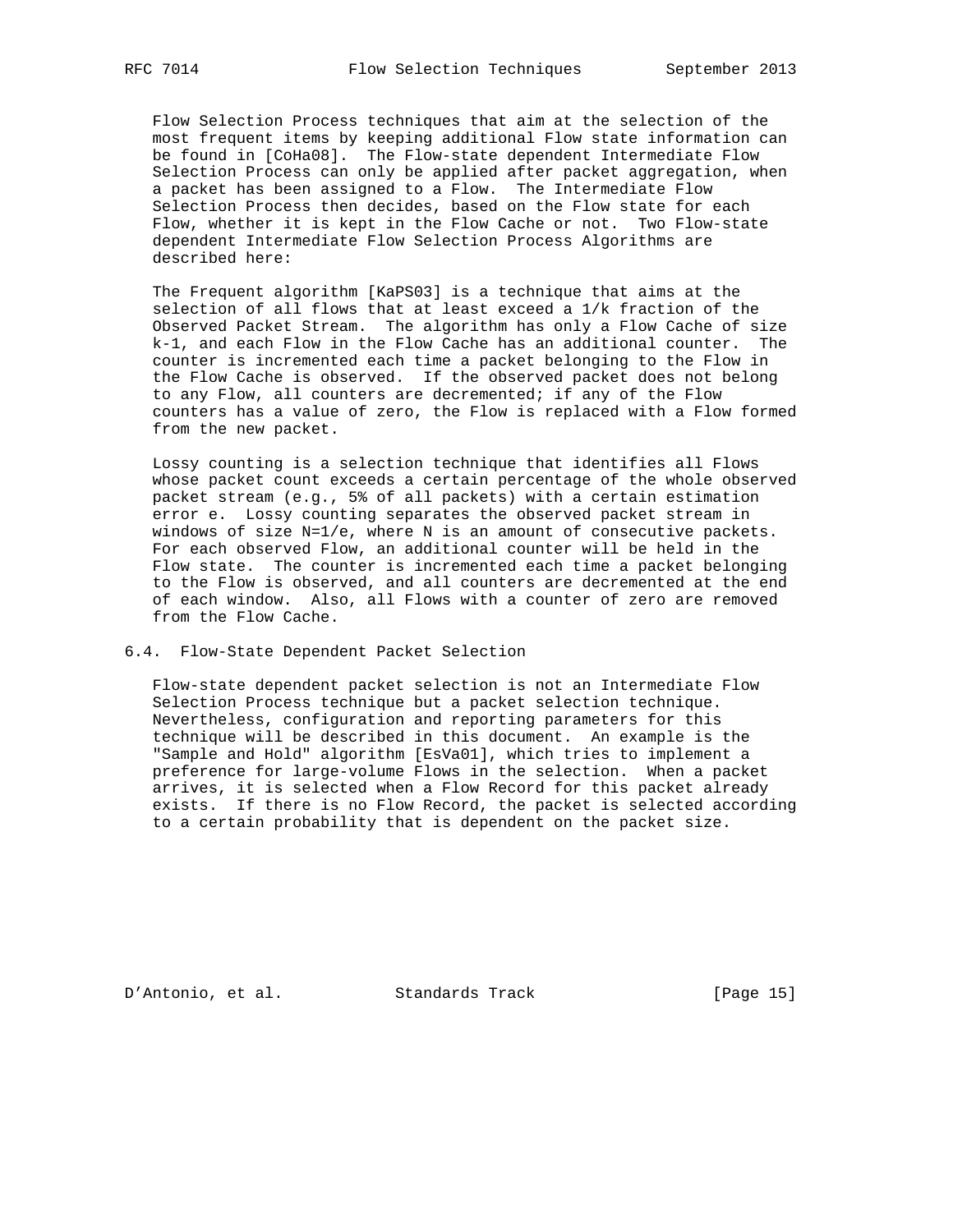Flow Selection Process techniques that aim at the selection of the most frequent items by keeping additional Flow state information can be found in [CoHa08]. The Flow-state dependent Intermediate Flow Selection Process can only be applied after packet aggregation, when a packet has been assigned to a Flow. The Intermediate Flow Selection Process then decides, based on the Flow state for each Flow, whether it is kept in the Flow Cache or not. Two Flow-state dependent Intermediate Flow Selection Process Algorithms are described here:

The Frequent algorithm [KaPS03] is a technique that aims at the selection of all flows that at least exceed a $1/k$ fraction of the Observed Packet Stream. The algorithm has only a Flow Cache of size $k-1$, and each Flow in the Flow Cache has an additional counter. The counter is incremented each time a packet belonging to the Flow in the Flow Cache is observed. If the observed packet does not belong to any Flow, all counters are decremented; if any of the Flow counters has a value of zero, the Flow is replaced with a Flow formed from the new packet.

Lossy counting is a selection technique that identifies all Flows whose packet count exceeds a certain percentage of the whole observed packet stream (e.g., 5% of all packets) with a certain estimation error $e$. Lossy counting separates the observed packet stream in windows of size $N=1/e$, where $N$ is an amount of consecutive packets. For each observed Flow, an additional counter will be held in the Flow state. The counter is incremented each time a packet belonging to the Flow is observed, and all counters are decremented at the end of each window. Also, all Flows with a counter of zero are removed from the Flow Cache.

## 6.4. Flow-State Dependent Packet Selection

Flow-state dependent packet selection is not an Intermediate Flow Selection Process technique but a packet selection technique. Nevertheless, configuration and reporting parameters for this technique will be described in this document. An example is the "Sample and Hold" algorithm [EsVa01], which tries to implement a preference for large-volume Flows in the selection. When a packet arrives, it is selected when a Flow Record for this packet already exists. If there is no Flow Record, the packet is selected according to a certain probability that is dependent on the packet size.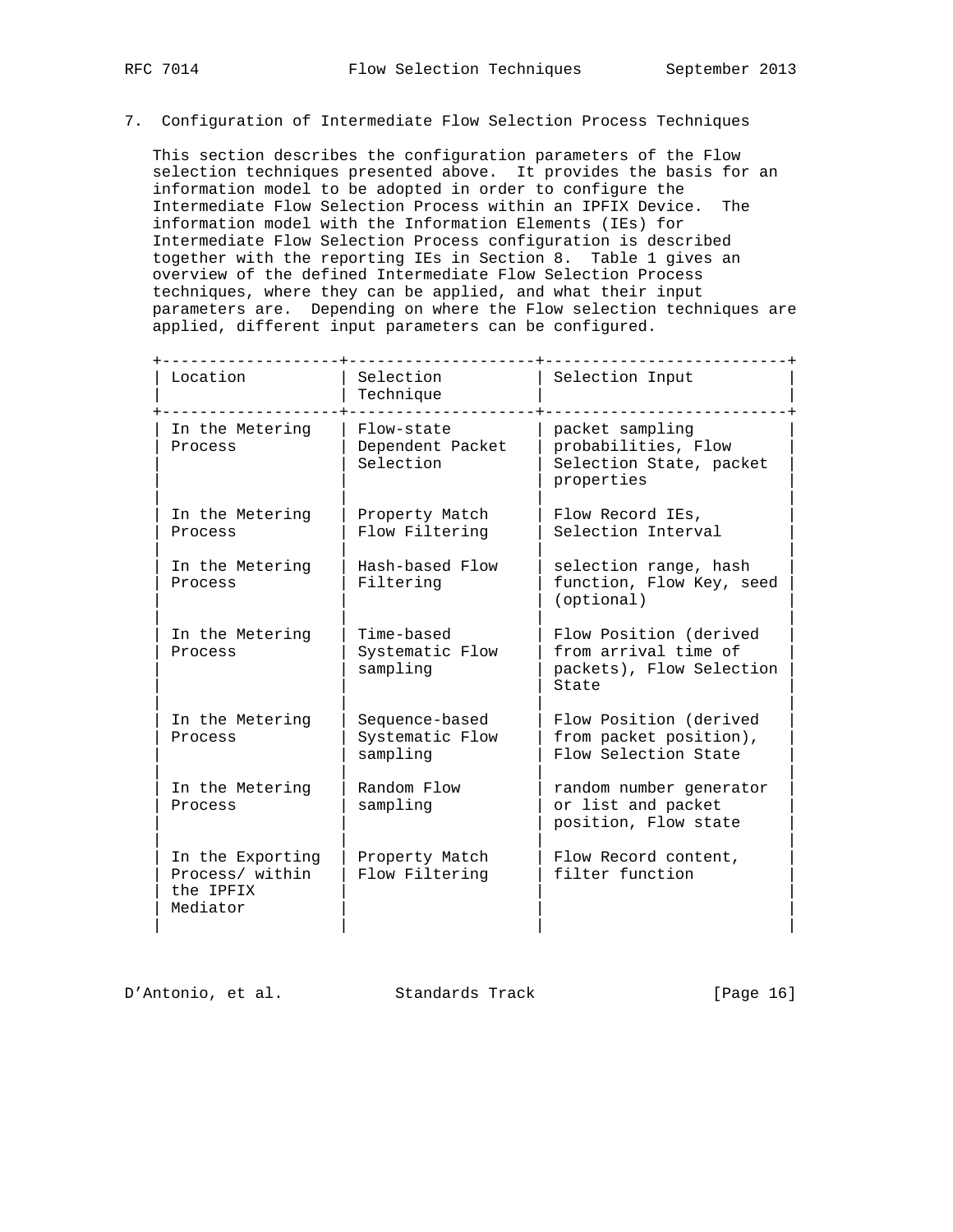## 7. Configuration of Intermediate Flow Selection Process Techniques

This section describes the configuration parameters of the Flow selection techniques presented above. It provides the basis for an information model to be adopted in order to configure the Intermediate Flow Selection Process within an IPFIX Device. The information model with the Information Elements (IEs) for Intermediate Flow Selection Process configuration is described together with the reporting IEs in Section 8. Table 1 gives an overview of the defined Intermediate Flow Selection Process techniques, where they can be applied, and what their input parameters are. Depending on where the Flow selection techniques are applied, different input parameters can be configured.

| Location | Selection Technique | Selection Input |
|---|---|---|
| In the Metering Process | Flow-state Dependent Packet Selection | packet sampling probabilities, Flow Selection State, packet properties |
| In the Metering Process | Property Match Flow Filtering | Flow Record IEs, Selection Interval |
| In the Metering Process | Hash-based Flow Filtering | selection range, hash function, Flow Key, seed (optional) |
| In the Metering Process | Time-based Systematic Flow sampling | Flow Position (derived from arrival time of packets), Flow Selection State |
| In the Metering Process | Sequence-based Systematic Flow sampling | Flow Position (derived from packet position), Flow Selection State |
| In the Metering Process | Random Flow sampling | random number generator or list and packet position, Flow state |
| In the Exporting Process/ within the IPFIX Mediator | Property Match Flow Filtering | Flow Record content, filter function |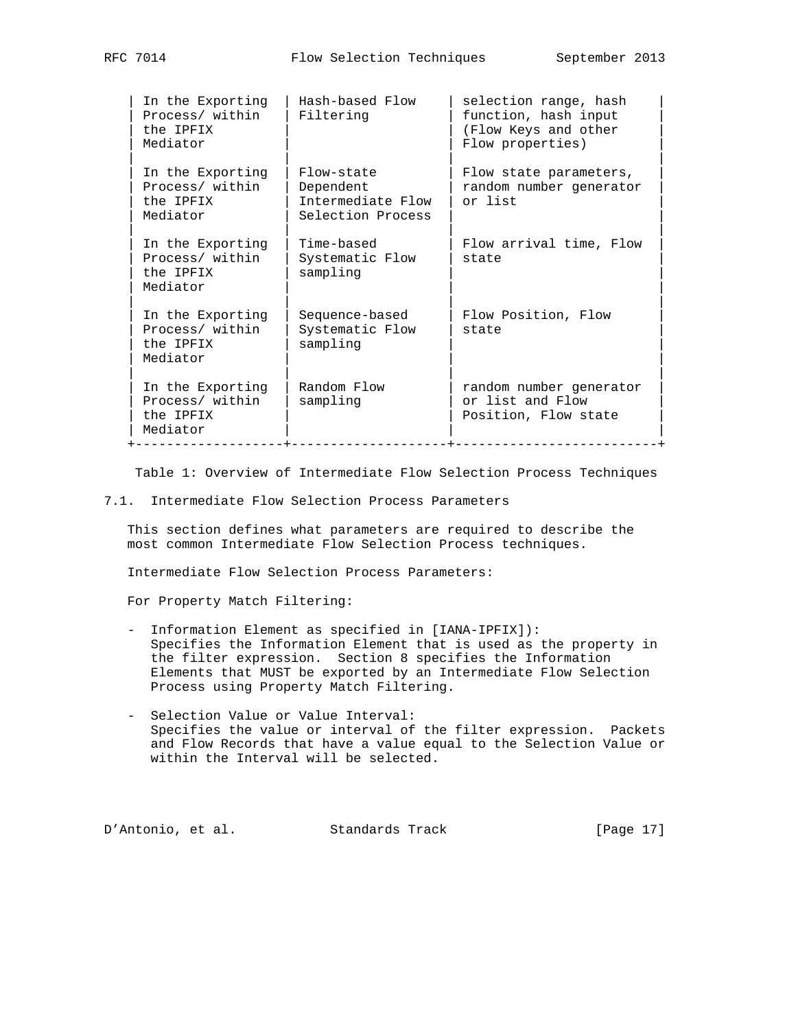| | | |
|---|---|---|
| In the Exporting Process/ within the IPFIX Mediator | Hash-based Flow Filtering | selection range, hash function, hash input (Flow Keys and other Flow properties) |
| In the Exporting Process/ within the IPFIX Mediator | Flow-state Dependent Intermediate Flow Selection Process | Flow state parameters, random number generator or list |
| In the Exporting Process/ within the IPFIX Mediator | Time-based Systematic Flow sampling | Flow arrival time, Flow state |
| In the Exporting Process/ within the IPFIX Mediator | Sequence-based Systematic Flow sampling | Flow Position, Flow state |
| In the Exporting Process/ within the IPFIX Mediator | Random Flow sampling | random number generator or list and Flow Position, Flow state |

Table 1: Overview of Intermediate Flow Selection Process Techniques

## 7.1. Intermediate Flow Selection Process Parameters

This section defines what parameters are required to describe the most common Intermediate Flow Selection Process techniques.

Intermediate Flow Selection Process Parameters:

For Property Match Filtering:

- Information Element as specified in [IANA-IPFIX]):
  Specifies the Information Element that is used as the property in the filter expression. Section 8 specifies the Information Elements that MUST be exported by an Intermediate Flow Selection Process using Property Match Filtering.

- Selection Value or Value Interval:
  Specifies the value or interval of the filter expression. Packets and Flow Records that have a value equal to the Selection Value or within the Interval will be selected.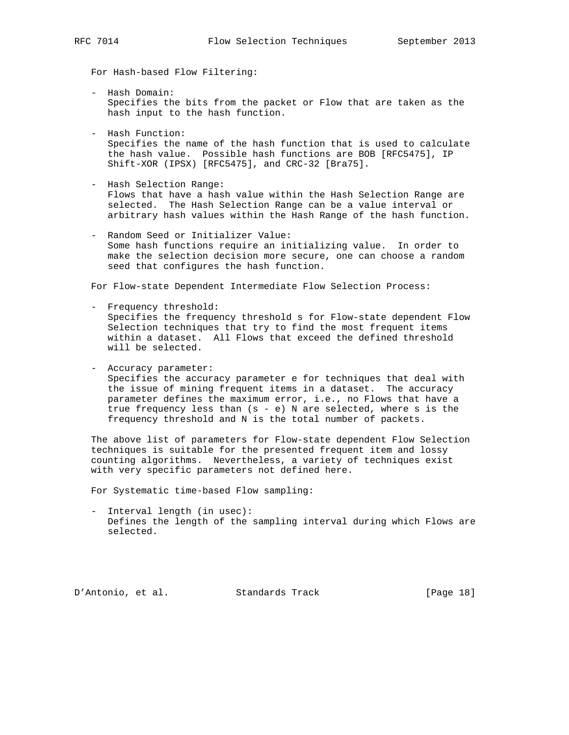For Hash-based Flow Filtering:

- Hash Domain:
  Specifies the bits from the packet or Flow that are taken as the hash input to the hash function.

- Hash Function:
  Specifies the name of the hash function that is used to calculate the hash value. Possible hash functions are BOB [RFC5475], IP Shift-XOR (IPSX) [RFC5475], and CRC-32 [Bra75].

- Hash Selection Range:
  Flows that have a hash value within the Hash Selection Range are selected. The Hash Selection Range can be a value interval or arbitrary hash values within the Hash Range of the hash function.

- Random Seed or Initializer Value:
  Some hash functions require an initializing value. In order to make the selection decision more secure, one can choose a random seed that configures the hash function.

For Flow-state Dependent Intermediate Flow Selection Process:

- Frequency threshold:
  Specifies the frequency threshold s for Flow-state dependent Flow Selection techniques that try to find the most frequent items within a dataset. All Flows that exceed the defined threshold will be selected.

- Accuracy parameter:
  Specifies the accuracy parameter e for techniques that deal with the issue of mining frequent items in a dataset. The accuracy parameter defines the maximum error, i.e., no Flows that have a true frequency less than (s - e) N are selected, where s is the frequency threshold and N is the total number of packets.

The above list of parameters for Flow-state dependent Flow Selection techniques is suitable for the presented frequent item and lossy counting algorithms. Nevertheless, a variety of techniques exist with very specific parameters not defined here.

For Systematic time-based Flow sampling:

- Interval length (in usec):
  Defines the length of the sampling interval during which Flows are selected.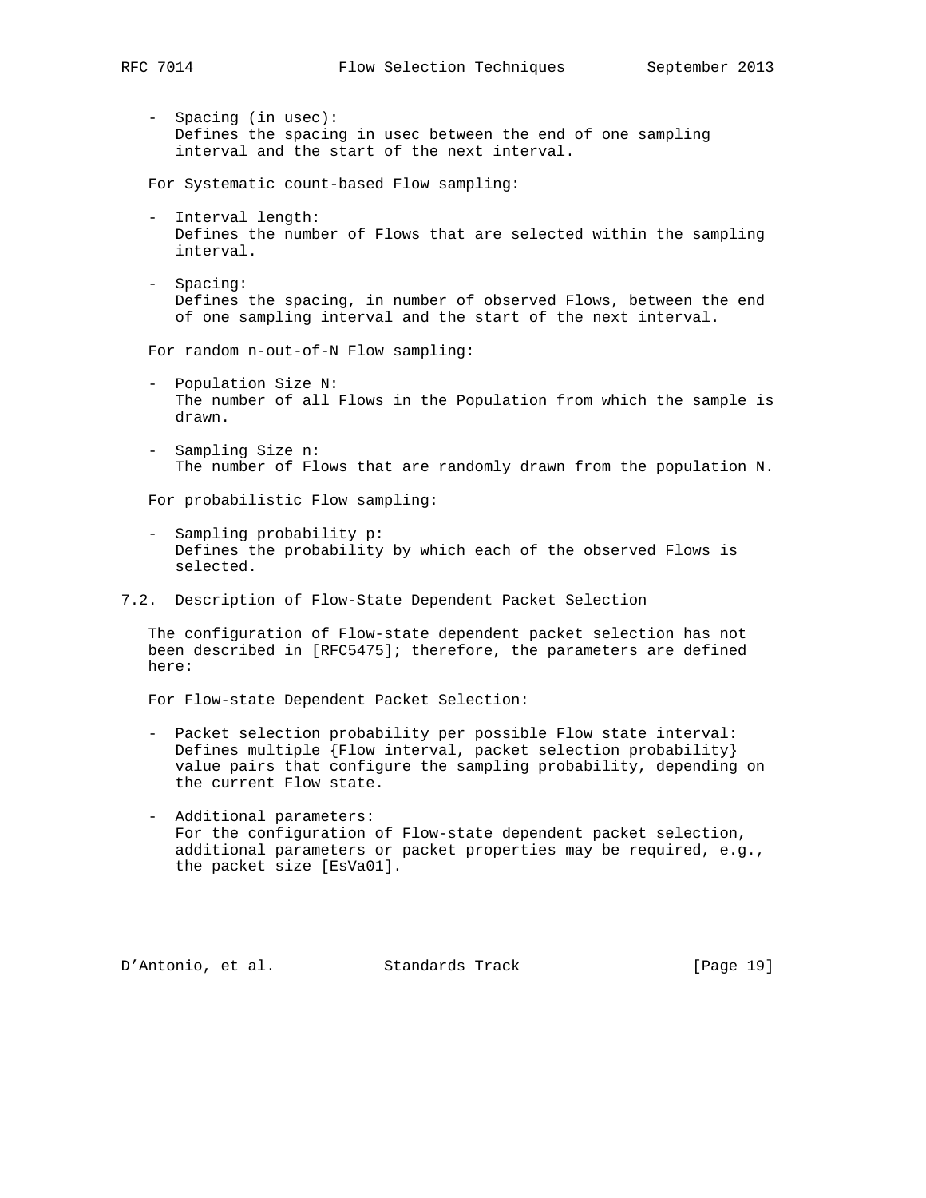- Spacing (in usec):
  Defines the spacing in usec between the end of one sampling interval and the start of the next interval.

For Systematic count-based Flow sampling:

- Interval length:
  Defines the number of Flows that are selected within the sampling interval.

- Spacing:
  Defines the spacing, in number of observed Flows, between the end of one sampling interval and the start of the next interval.

For random n-out-of-N Flow sampling:

- Population Size N:
  The number of all Flows in the Population from which the sample is drawn.

- Sampling Size n:
  The number of Flows that are randomly drawn from the population N.

For probabilistic Flow sampling:

- Sampling probability p:
  Defines the probability by which each of the observed Flows is selected.

## 7.2. Description of Flow-State Dependent Packet Selection

The configuration of Flow-state dependent packet selection has not been described in [RFC5475]; therefore, the parameters are defined here:

For Flow-state Dependent Packet Selection:

- Packet selection probability per possible Flow state interval:
  Defines multiple {Flow interval, packet selection probability} value pairs that configure the sampling probability, depending on the current Flow state.

- Additional parameters:
  For the configuration of Flow-state dependent packet selection, additional parameters or packet properties may be required, e.g., the packet size [EsVa01].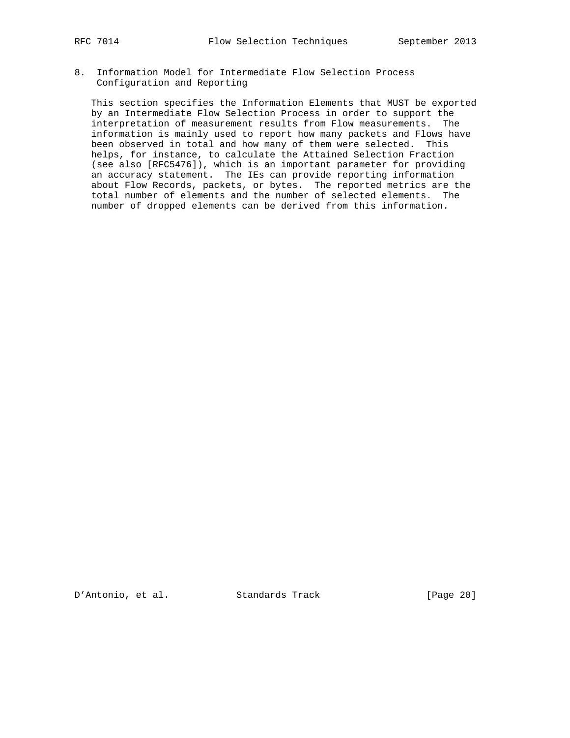## 8. Information Model for Intermediate Flow Selection Process Configuration and Reporting

This section specifies the Information Elements that MUST be exported by an Intermediate Flow Selection Process in order to support the interpretation of measurement results from Flow measurements. The information is mainly used to report how many packets and Flows have been observed in total and how many of them were selected. This helps, for instance, to calculate the Attained Selection Fraction (see also [RFC5476]), which is an important parameter for providing an accuracy statement. The IEs can provide reporting information about Flow Records, packets, or bytes. The reported metrics are the total number of elements and the number of selected elements. The number of dropped elements can be derived from this information.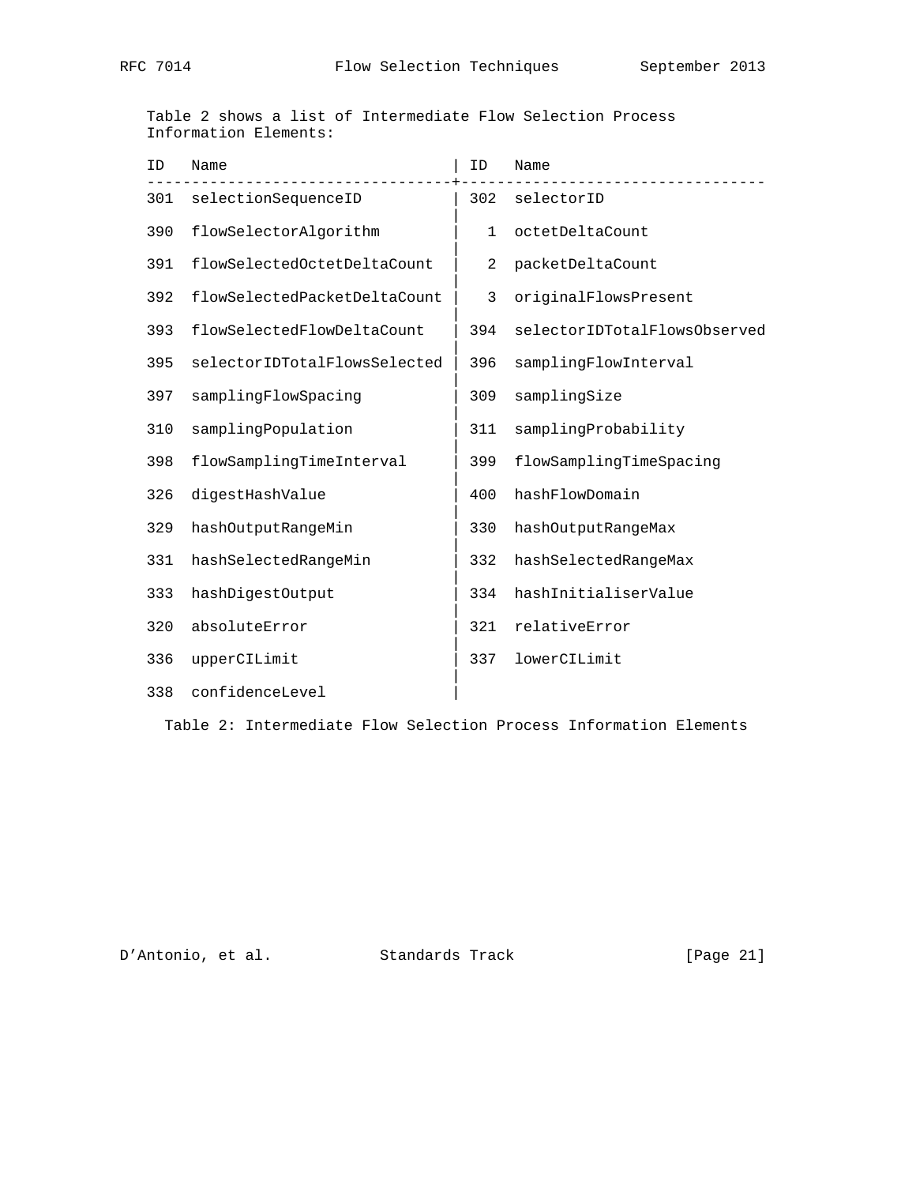Table 2 shows a list of Intermediate Flow Selection Process Information Elements:

| ID | Name | ID | Name |
|---|---|---|---|
| 301 | selectionSequenceID | 302 | selectorID |
| 390 | flowSelectorAlgorithm | 1 | octetDeltaCount |
| 391 | flowSelectedOctetDeltaCount | 2 | packetDeltaCount |
| 392 | flowSelectedPacketDeltaCount | 3 | originalFlowsPresent |
| 393 | flowSelectedFlowDeltaCount | 394 | selectorIDTotalFlowsObserved |
| 395 | selectorIDTotalFlowsSelected | 396 | samplingFlowInterval |
| 397 | samplingFlowSpacing | 309 | samplingSize |
| 310 | samplingPopulation | 311 | samplingProbability |
| 398 | flowSamplingTimeInterval | 399 | flowSamplingTimeSpacing |
| 326 | digestHashValue | 400 | hashFlowDomain |
| 329 | hashOutputRangeMin | 330 | hashOutputRangeMax |
| 331 | hashSelectedRangeMin | 332 | hashSelectedRangeMax |
| 333 | hashDigestOutput | 334 | hashInitialiserValue |
| 320 | absoluteError | 321 | relativeError |
| 336 | upperCILimit | 337 | lowerCILimit |
| 338 | confidenceLevel | | |

Table 2: Intermediate Flow Selection Process Information Elements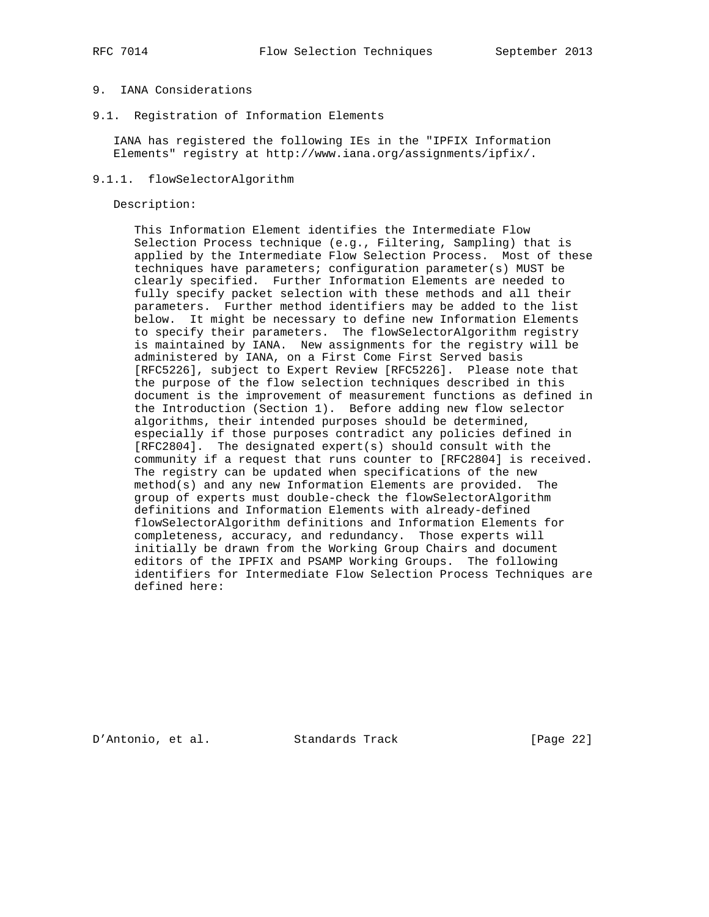## 9. IANA Considerations

### 9.1. Registration of Information Elements

IANA has registered the following IEs in the "IPFIX Information Elements" registry at http://www.iana.org/assignments/ipfix/.

#### 9.1.1. flowSelectorAlgorithm

Description:

This Information Element identifies the Intermediate Flow Selection Process technique (e.g., Filtering, Sampling) that is applied by the Intermediate Flow Selection Process. Most of these techniques have parameters; configuration parameter(s) MUST be clearly specified. Further Information Elements are needed to fully specify packet selection with these methods and all their parameters. Further method identifiers may be added to the list below. It might be necessary to define new Information Elements to specify their parameters. The flowSelectorAlgorithm registry is maintained by IANA. New assignments for the registry will be administered by IANA, on a First Come First Served basis [RFC5226], subject to Expert Review [RFC5226]. Please note that the purpose of the flow selection techniques described in this document is the improvement of measurement functions as defined in the Introduction (Section 1). Before adding new flow selector algorithms, their intended purposes should be determined, especially if those purposes contradict any policies defined in [RFC2804]. The designated expert(s) should consult with the community if a request that runs counter to [RFC2804] is received. The registry can be updated when specifications of the new method(s) and any new Information Elements are provided. The group of experts must double-check the flowSelectorAlgorithm definitions and Information Elements with already-defined flowSelectorAlgorithm definitions and Information Elements for completeness, accuracy, and redundancy. Those experts will initially be drawn from the Working Group Chairs and document editors of the IPFIX and PSAMP Working Groups. The following identifiers for Intermediate Flow Selection Process Techniques are defined here: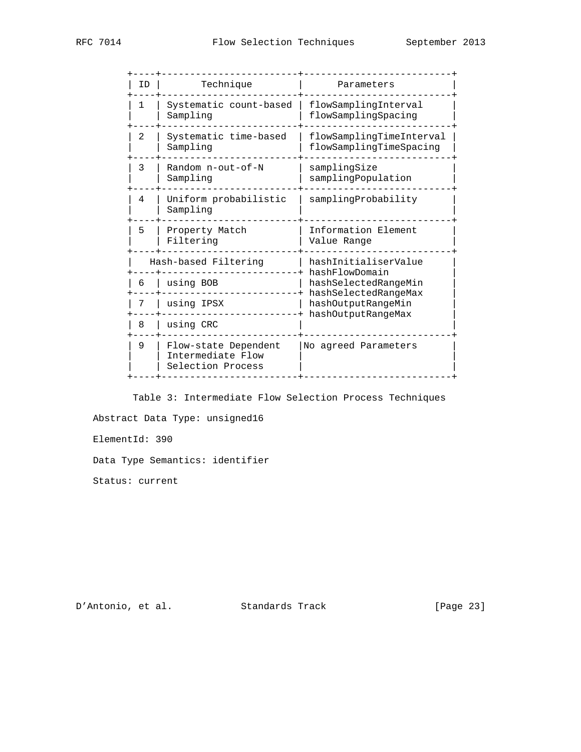| ID | Technique | Parameters |
|---|---|---|
| 1 | Systematic count-based Sampling | flowSamplingInterval flowSamplingSpacing |
| 2 | Systematic time-based Sampling | flowSamplingTimeInterval flowSamplingTimeSpacing |
| 3 | Random n-out-of-N Sampling | samplingSize samplingPopulation |
| 4 | Uniform probabilistic Sampling | samplingProbability |
| 5 | Property Match Filtering | Information Element Value Range |
| | Hash-based Filtering | hashInitialiserValue hashFlowDomain hashSelectedRangeMin hashSelectedRangeMax hashOutputRangeMin hashOutputRangeMax |
| 6 | using BOB | |
| 7 | using IPSX | |
| 8 | using CRC | |
| 9 | Flow-state Dependent Intermediate Flow Selection Process | No agreed Parameters |

Table 3: Intermediate Flow Selection Process Techniques

Abstract Data Type: unsigned16

ElementId: 390

Data Type Semantics: identifier

Status: current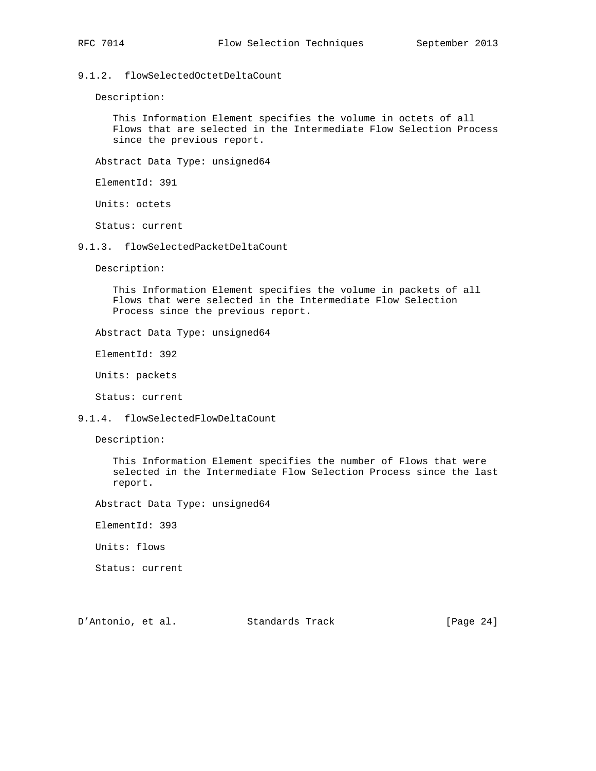#### 9.1.2. flowSelectedOctetDeltaCount

Description:

This Information Element specifies the volume in octets of all Flows that are selected in the Intermediate Flow Selection Process since the previous report.

Abstract Data Type: unsigned64

ElementId: 391

Units: octets

Status: current

#### 9.1.3. flowSelectedPacketDeltaCount

Description:

This Information Element specifies the volume in packets of all Flows that were selected in the Intermediate Flow Selection Process since the previous report.

Abstract Data Type: unsigned64

ElementId: 392

Units: packets

Status: current

#### 9.1.4. flowSelectedFlowDeltaCount

Description:

This Information Element specifies the number of Flows that were selected in the Intermediate Flow Selection Process since the last report.

Abstract Data Type: unsigned64

ElementId: 393

Units: flows

Status: current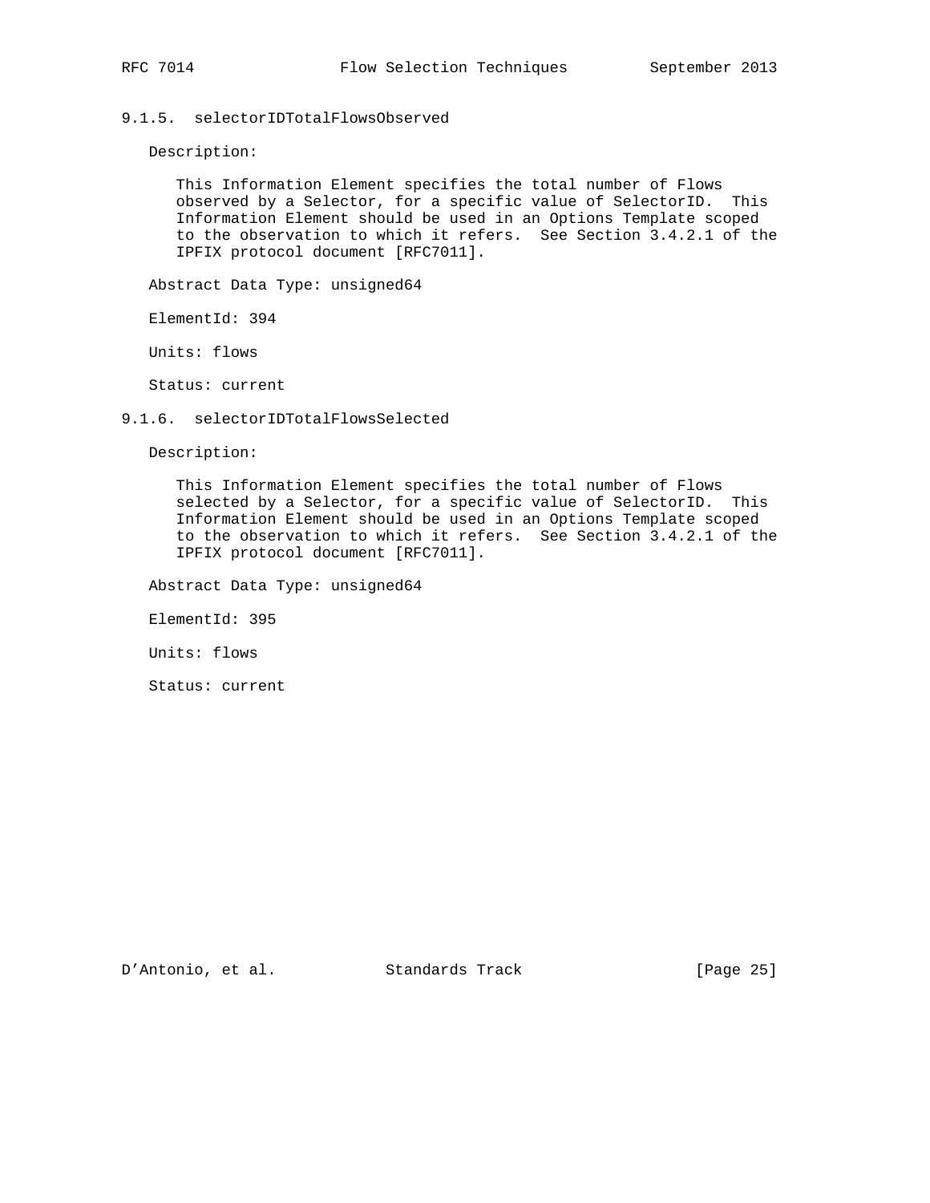#### 9.1.5. selectorIDTotalFlowsObserved

Description:

This Information Element specifies the total number of Flows observed by a Selector, for a specific value of SelectorID. This Information Element should be used in an Options Template scoped to the observation to which it refers. See Section 3.4.2.1 of the IPFIX protocol document [RFC7011].

Abstract Data Type: unsigned64

ElementId: 394

Units: flows

Status: current

#### 9.1.6. selectorIDTotalFlowsSelected

Description:

This Information Element specifies the total number of Flows selected by a Selector, for a specific value of SelectorID. This Information Element should be used in an Options Template scoped to the observation to which it refers. See Section 3.4.2.1 of the IPFIX protocol document [RFC7011].

Abstract Data Type: unsigned64

ElementId: 395

Units: flows

Status: current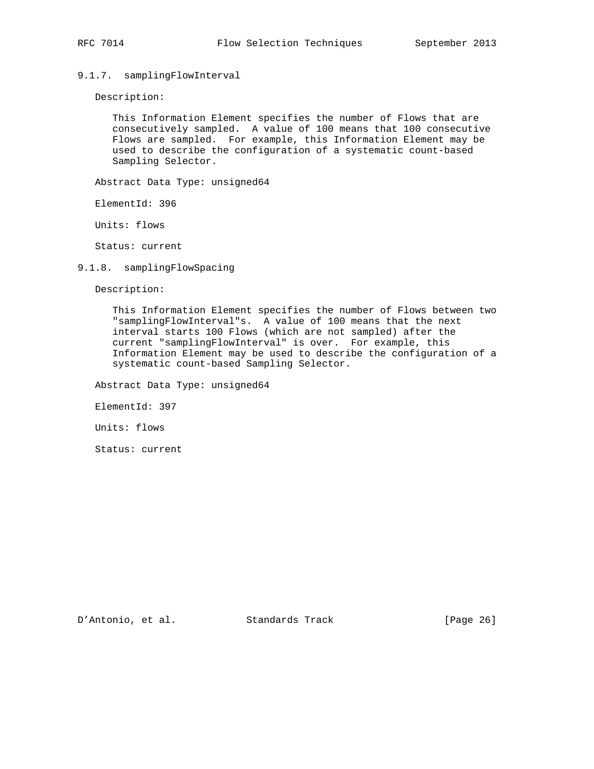### 9.1.7. samplingFlowInterval

Description:

This Information Element specifies the number of Flows that are consecutively sampled. A value of 100 means that 100 consecutive Flows are sampled. For example, this Information Element may be used to describe the configuration of a systematic count-based Sampling Selector.

Abstract Data Type: unsigned64

ElementId: 396

Units: flows

Status: current

### 9.1.8. samplingFlowSpacing

Description:

This Information Element specifies the number of Flows between two "samplingFlowInterval"s. A value of 100 means that the next interval starts 100 Flows (which are not sampled) after the current "samplingFlowInterval" is over. For example, this Information Element may be used to describe the configuration of a systematic count-based Sampling Selector.

Abstract Data Type: unsigned64

ElementId: 397

Units: flows

Status: current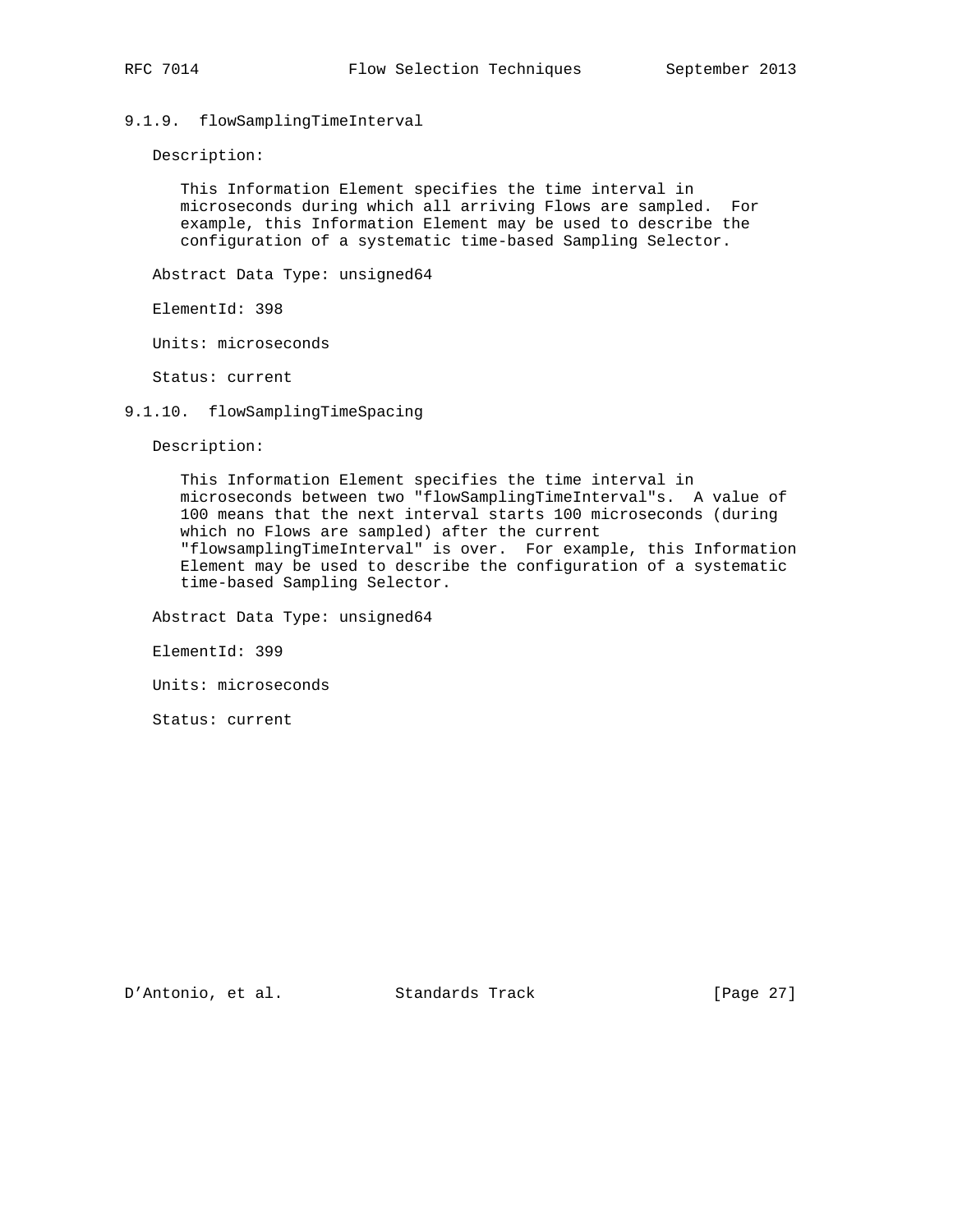#### 9.1.9. flowSamplingTimeInterval

Description:

This Information Element specifies the time interval in microseconds during which all arriving Flows are sampled. For example, this Information Element may be used to describe the configuration of a systematic time-based Sampling Selector.

Abstract Data Type: unsigned64

ElementId: 398

Units: microseconds

Status: current

#### 9.1.10. flowSamplingTimeSpacing

Description:

This Information Element specifies the time interval in microseconds between two "flowSamplingTimeInterval"s. A value of 100 means that the next interval starts 100 microseconds (during which no Flows are sampled) after the current "flowsamplingTimeInterval" is over. For example, this Information Element may be used to describe the configuration of a systematic time-based Sampling Selector.

Abstract Data Type: unsigned64

ElementId: 399

Units: microseconds

Status: current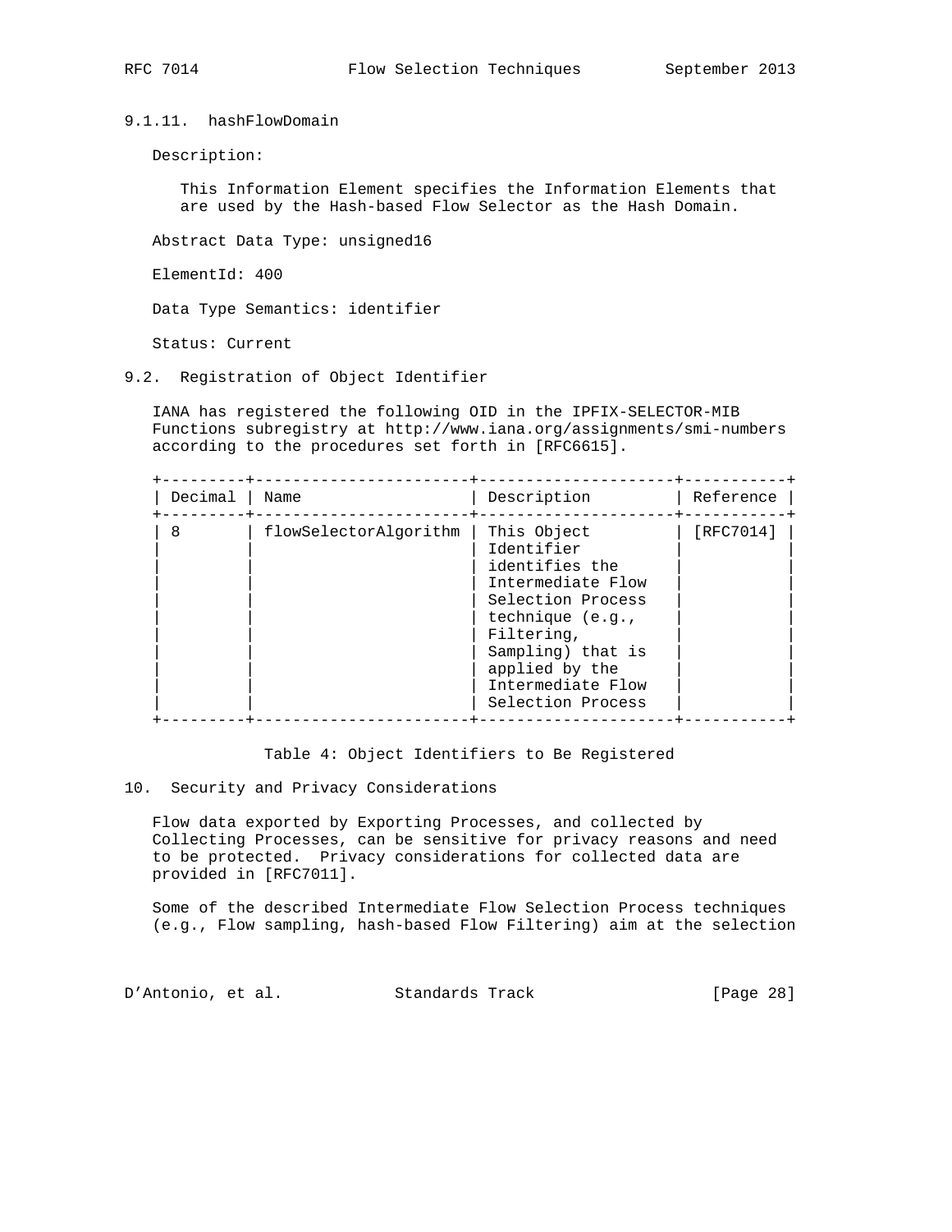#### 9.1.11. hashFlowDomain

Description:

This Information Element specifies the Information Elements that are used by the Hash-based Flow Selector as the Hash Domain.

Abstract Data Type: unsigned16

ElementId: 400

Data Type Semantics: identifier

Status: Current

### 9.2. Registration of Object Identifier

IANA has registered the following OID in the IPFIX-SELECTOR-MIB Functions subregistry at http://www.iana.org/assignments/smi-numbers according to the procedures set forth in [RFC6615].

| Decimal | Name | Description | Reference |
|---|---|---|---|
| 8 | flowSelectorAlgorithm | This Object Identifier identifies the Intermediate Flow Selection Process technique (e.g., Filtering, Sampling) that is applied by the Intermediate Flow Selection Process | [RFC7014] |

Table 4: Object Identifiers to Be Registered

## 10. Security and Privacy Considerations

Flow data exported by Exporting Processes, and collected by Collecting Processes, can be sensitive for privacy reasons and need to be protected. Privacy considerations for collected data are provided in [RFC7011].

Some of the described Intermediate Flow Selection Process techniques (e.g., Flow sampling, hash-based Flow Filtering) aim at the selection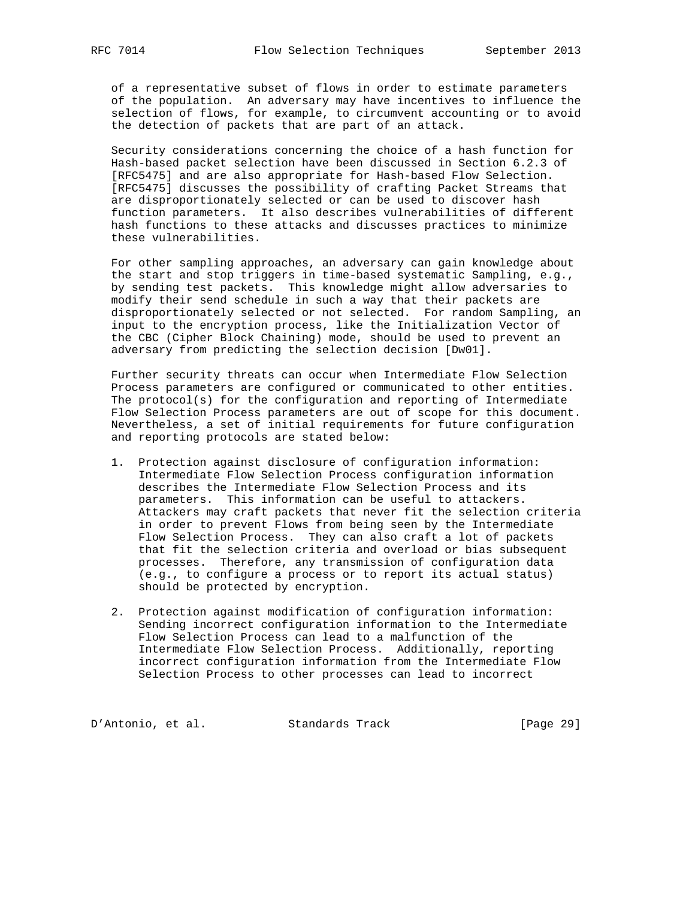of a representative subset of flows in order to estimate parameters of the population. An adversary may have incentives to influence the selection of flows, for example, to circumvent accounting or to avoid the detection of packets that are part of an attack.

Security considerations concerning the choice of a hash function for Hash-based packet selection have been discussed in Section 6.2.3 of [RFC5475] and are also appropriate for Hash-based Flow Selection. [RFC5475] discusses the possibility of crafting Packet Streams that are disproportionately selected or can be used to discover hash function parameters. It also describes vulnerabilities of different hash functions to these attacks and discusses practices to minimize these vulnerabilities.

For other sampling approaches, an adversary can gain knowledge about the start and stop triggers in time-based systematic Sampling, e.g., by sending test packets. This knowledge might allow adversaries to modify their send schedule in such a way that their packets are disproportionately selected or not selected. For random Sampling, an input to the encryption process, like the Initialization Vector of the CBC (Cipher Block Chaining) mode, should be used to prevent an adversary from predicting the selection decision [Dw01].

Further security threats can occur when Intermediate Flow Selection Process parameters are configured or communicated to other entities. The protocol(s) for the configuration and reporting of Intermediate Flow Selection Process parameters are out of scope for this document. Nevertheless, a set of initial requirements for future configuration and reporting protocols are stated below:

1. Protection against disclosure of configuration information: Intermediate Flow Selection Process configuration information describes the Intermediate Flow Selection Process and its parameters. This information can be useful to attackers. Attackers may craft packets that never fit the selection criteria in order to prevent Flows from being seen by the Intermediate Flow Selection Process. They can also craft a lot of packets that fit the selection criteria and overload or bias subsequent processes. Therefore, any transmission of configuration data (e.g., to configure a process or to report its actual status) should be protected by encryption.

2. Protection against modification of configuration information: Sending incorrect configuration information to the Intermediate Flow Selection Process can lead to a malfunction of the Intermediate Flow Selection Process. Additionally, reporting incorrect configuration information from the Intermediate Flow Selection Process to other processes can lead to incorrect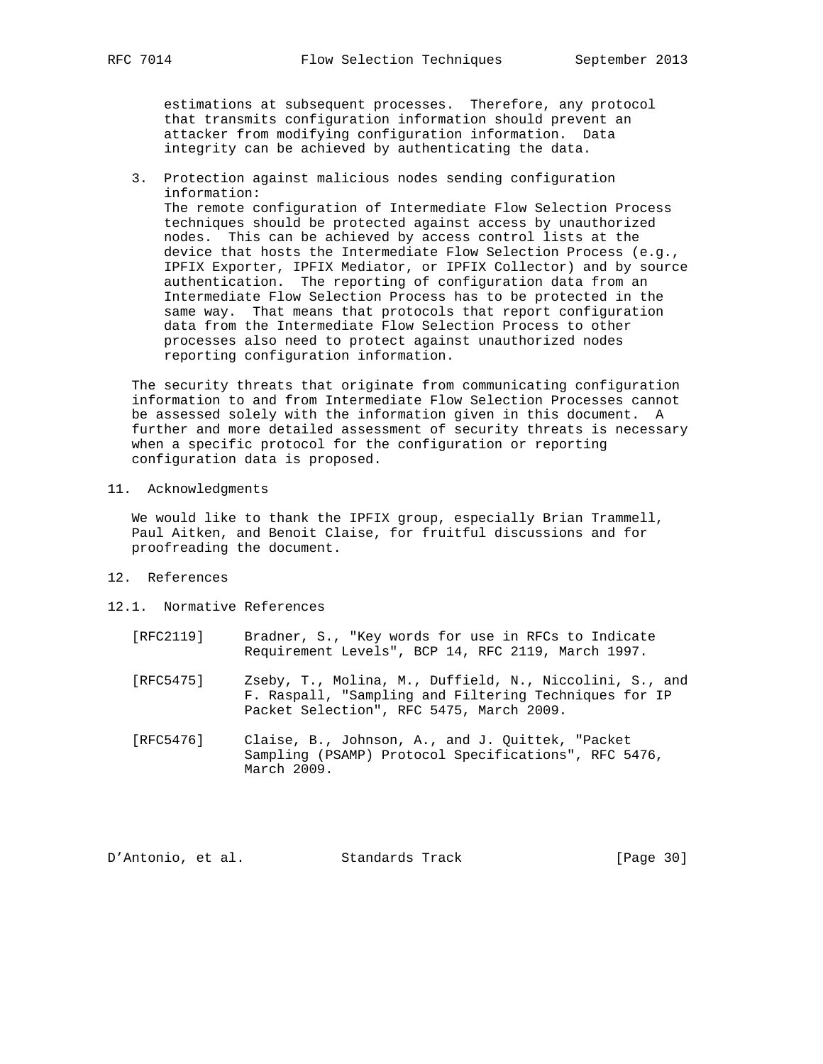estimations at subsequent processes. Therefore, any protocol that transmits configuration information should prevent an attacker from modifying configuration information. Data integrity can be achieved by authenticating the data.

3. Protection against malicious nodes sending configuration information:
   The remote configuration of Intermediate Flow Selection Process techniques should be protected against access by unauthorized nodes. This can be achieved by access control lists at the device that hosts the Intermediate Flow Selection Process (e.g., IPFIX Exporter, IPFIX Mediator, or IPFIX Collector) and by source authentication. The reporting of configuration data from an Intermediate Flow Selection Process has to be protected in the same way. That means that protocols that report configuration data from the Intermediate Flow Selection Process to other processes also need to protect against unauthorized nodes reporting configuration information.

The security threats that originate from communicating configuration information to and from Intermediate Flow Selection Processes cannot be assessed solely with the information given in this document. A further and more detailed assessment of security threats is necessary when a specific protocol for the configuration or reporting configuration data is proposed.

## 11. Acknowledgments

We would like to thank the IPFIX group, especially Brian Trammell, Paul Aitken, and Benoit Claise, for fruitful discussions and for proofreading the document.

## 12. References

### 12.1. Normative References

[RFC2119] Bradner, S., "Key words for use in RFCs to Indicate Requirement Levels", BCP 14, RFC 2119, March 1997.

[RFC5475] Zseby, T., Molina, M., Duffield, N., Niccolini, S., and F. Raspall, "Sampling and Filtering Techniques for IP Packet Selection", RFC 5475, March 2009.

[RFC5476] Claise, B., Johnson, A., and J. Quittek, "Packet Sampling (PSAMP) Protocol Specifications", RFC 5476, March 2009.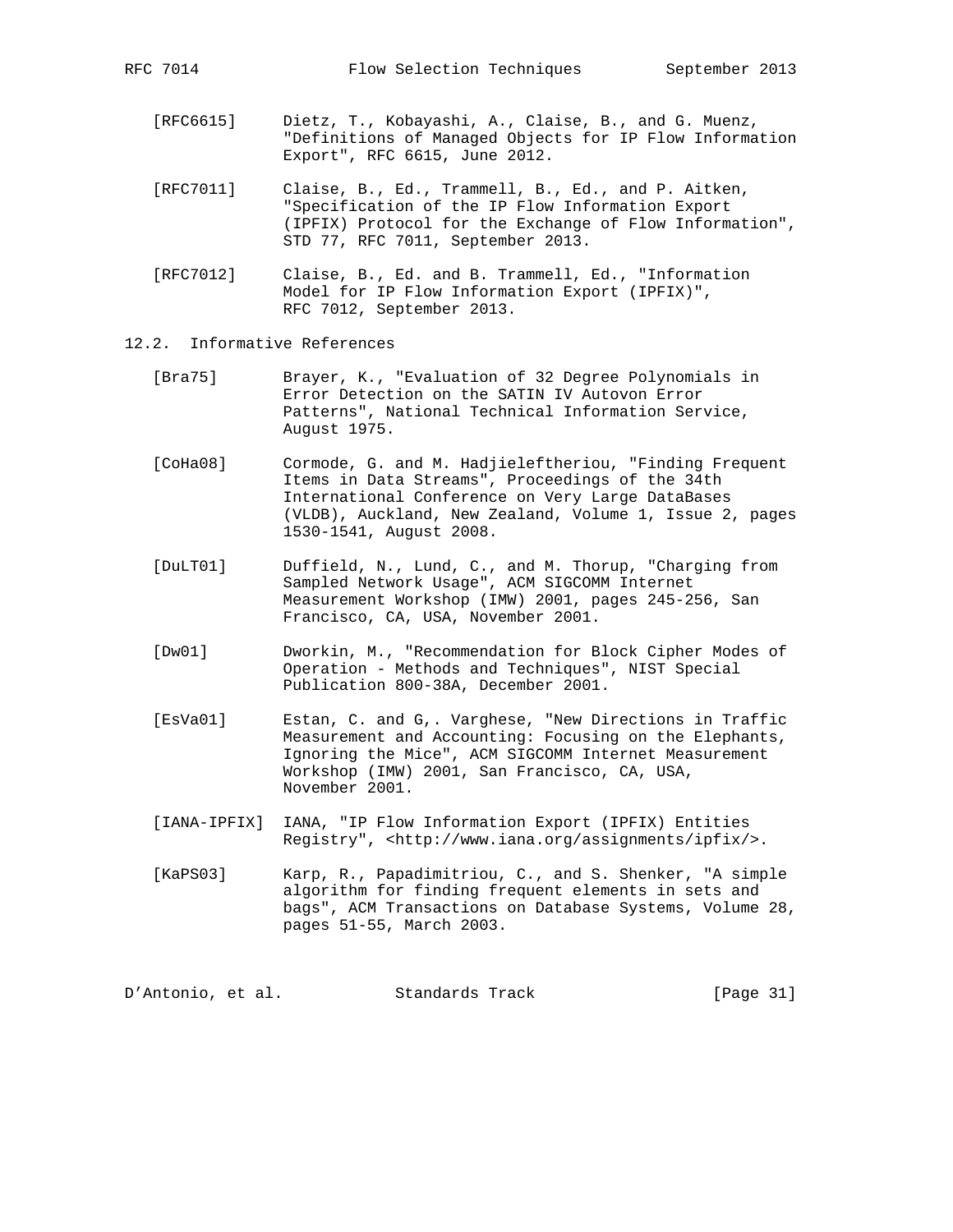[RFC6615] Dietz, T., Kobayashi, A., Claise, B., and G. Muenz, "Definitions of Managed Objects for IP Flow Information Export", RFC 6615, June 2012.

[RFC7011] Claise, B., Ed., Trammell, B., Ed., and P. Aitken, "Specification of the IP Flow Information Export (IPFIX) Protocol for the Exchange of Flow Information", STD 77, RFC 7011, September 2013.

[RFC7012] Claise, B., Ed. and B. Trammell, Ed., "Information Model for IP Flow Information Export (IPFIX)", RFC 7012, September 2013.

## 12.2. Informative References

[Bra75] Brayer, K., "Evaluation of 32 Degree Polynomials in Error Detection on the SATIN IV Autovon Error Patterns", National Technical Information Service, August 1975.

[CoHa08] Cormode, G. and M. Hadjieleftheriou, "Finding Frequent Items in Data Streams", Proceedings of the 34th International Conference on Very Large DataBases (VLDB), Auckland, New Zealand, Volume 1, Issue 2, pages 1530-1541, August 2008.

[DuLT01] Duffield, N., Lund, C., and M. Thorup, "Charging from Sampled Network Usage", ACM SIGCOMM Internet Measurement Workshop (IMW) 2001, pages 245-256, San Francisco, CA, USA, November 2001.

[Dw01] Dworkin, M., "Recommendation for Block Cipher Modes of Operation - Methods and Techniques", NIST Special Publication 800-38A, December 2001.

[EsVa01] Estan, C. and G,. Varghese, "New Directions in Traffic Measurement and Accounting: Focusing on the Elephants, Ignoring the Mice", ACM SIGCOMM Internet Measurement Workshop (IMW) 2001, San Francisco, CA, USA, November 2001.

[IANA-IPFIX] IANA, "IP Flow Information Export (IPFIX) Entities Registry", <http://www.iana.org/assignments/ipfix/>.

[KaPS03] Karp, R., Papadimitriou, C., and S. Shenker, "A simple algorithm for finding frequent elements in sets and bags", ACM Transactions on Database Systems, Volume 28, pages 51-55, March 2003.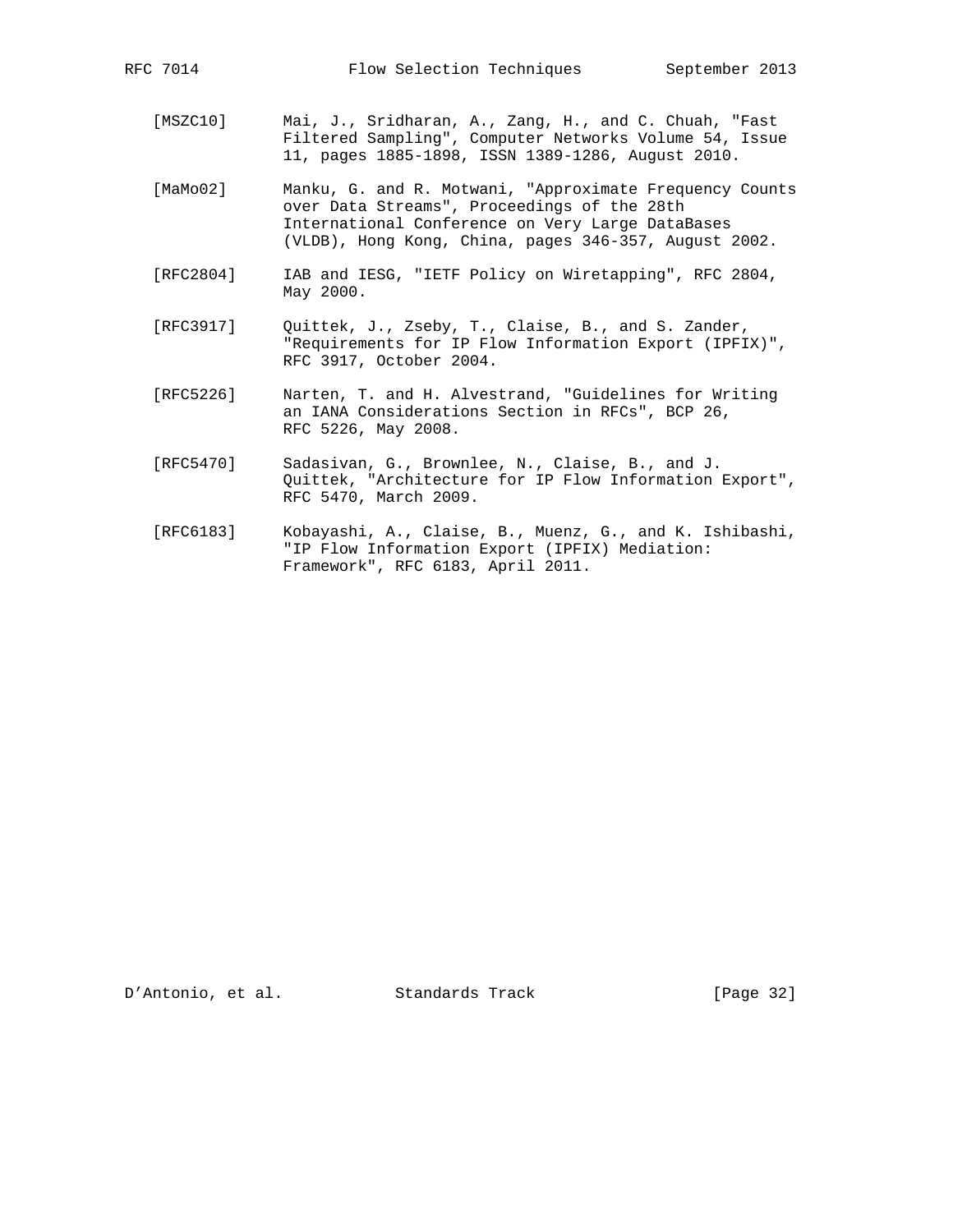[MSZC10] Mai, J., Sridharan, A., Zang, H., and C. Chuah, "Fast Filtered Sampling", Computer Networks Volume 54, Issue 11, pages 1885-1898, ISSN 1389-1286, August 2010.

[MaMo02] Manku, G. and R. Motwani, "Approximate Frequency Counts over Data Streams", Proceedings of the 28th International Conference on Very Large DataBases (VLDB), Hong Kong, China, pages 346-357, August 2002.

[RFC2804] IAB and IESG, "IETF Policy on Wiretapping", RFC 2804, May 2000.

[RFC3917] Quittek, J., Zseby, T., Claise, B., and S. Zander, "Requirements for IP Flow Information Export (IPFIX)", RFC 3917, October 2004.

[RFC5226] Narten, T. and H. Alvestrand, "Guidelines for Writing an IANA Considerations Section in RFCs", BCP 26, RFC 5226, May 2008.

[RFC5470] Sadasivan, G., Brownlee, N., Claise, B., and J. Quittek, "Architecture for IP Flow Information Export", RFC 5470, March 2009.

[RFC6183] Kobayashi, A., Claise, B., Muenz, G., and K. Ishibashi, "IP Flow Information Export (IPFIX) Mediation: Framework", RFC 6183, April 2011.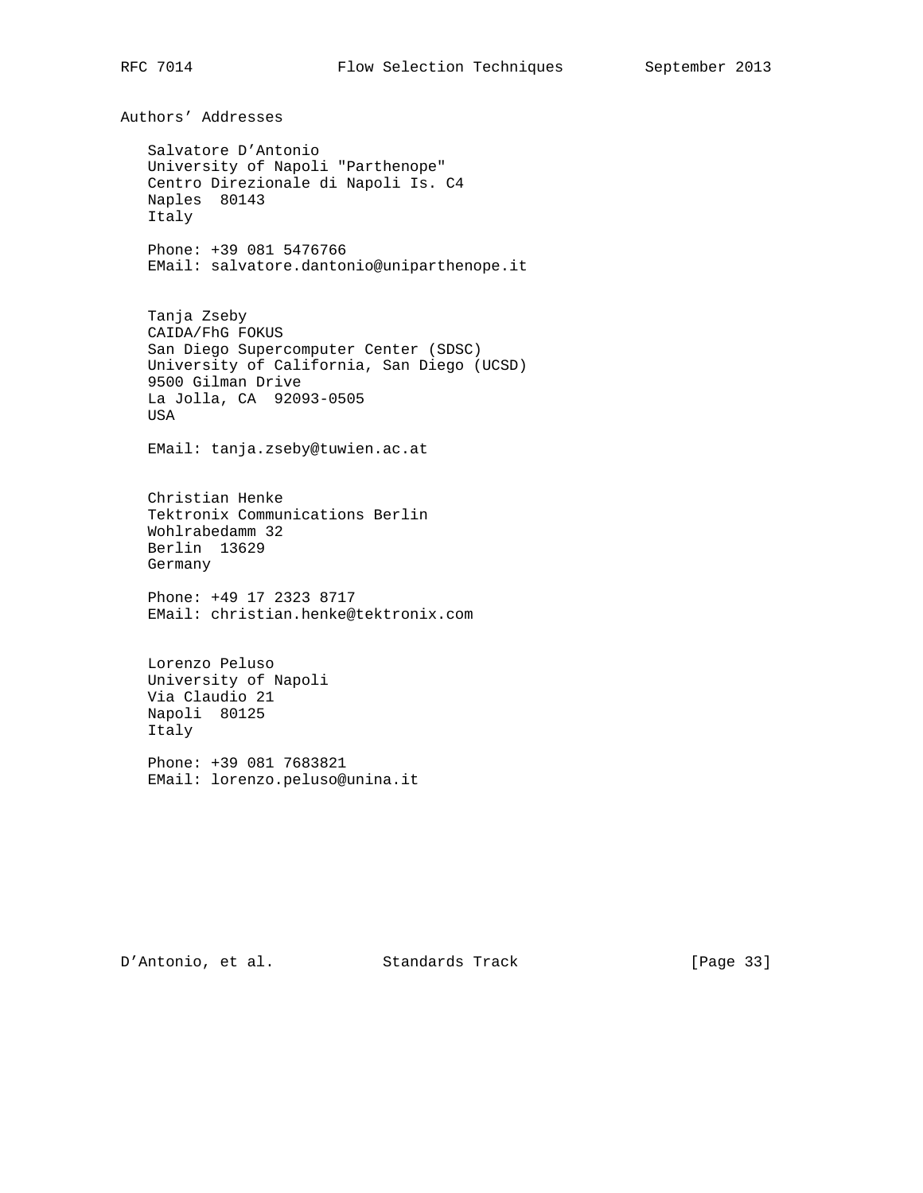## Authors' Addresses

Salvatore D'Antonio
University of Napoli "Parthenope"
Centro Direzionale di Napoli Is. C4
Naples 80143
Italy

Phone: +39 081 5476766
EMail: salvatore.dantonio@uniparthenope.it

Tanja Zseby
CAIDA/FhG FOKUS
San Diego Supercomputer Center (SDSC)
University of California, San Diego (UCSD)
9500 Gilman Drive
La Jolla, CA 92093-0505
USA

EMail: tanja.zseby@tuwien.ac.at

Christian Henke
Tektronix Communications Berlin
Wohlrabedamm 32
Berlin 13629
Germany

Phone: +49 17 2323 8717
EMail: christian.henke@tektronix.com

Lorenzo Peluso
University of Napoli
Via Claudio 21
Napoli 80125
Italy

Phone: +39 081 7683821
EMail: lorenzo.peluso@unina.it